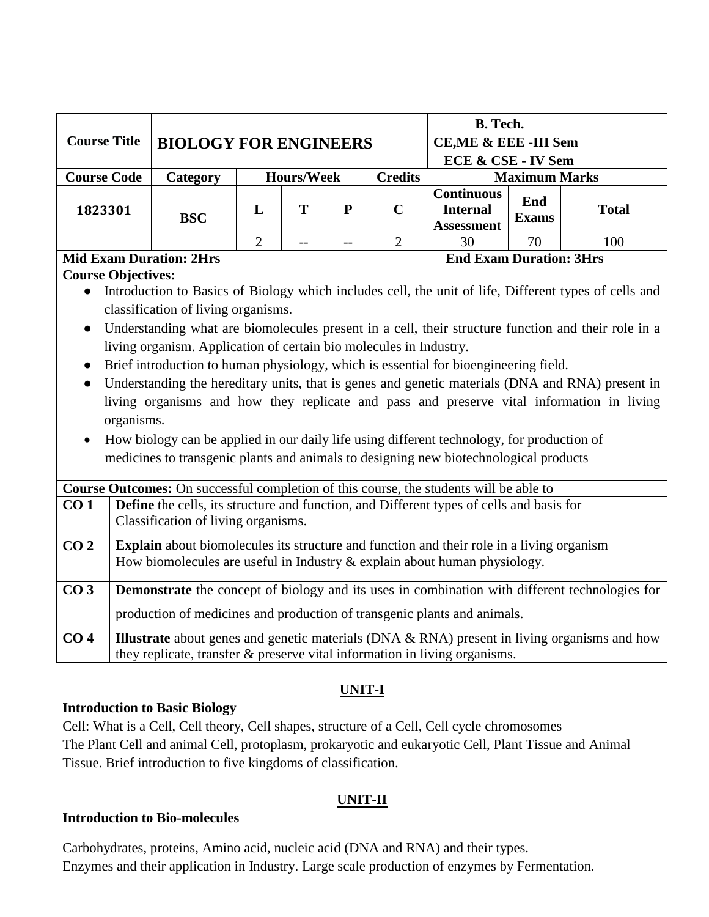| Course Title | BIOLOGY FOR ENGINEERS | | | | | B. Tech. CE,ME & EEE -III Sem ECE & CSE - IV Sem | | |
|---|---|---|---|---|---|---|---|---|
| **Course Code** | **Category** | **Hours/Week** | | | **Credits** | **Maximum Marks** | | |
| 1823301 | BSC | L | T | P | C | Continuous Internal Assessment | End Exams | Total |
| | | 2 | -- | -- | 2 | 30 | 70 | 100 |
| **Mid Exam Duration: 2Hrs** | | | | | **End Exam Duration: 3Hrs** | | | |

**Course Objectives:**

- Introduction to Basics of Biology which includes cell, the unit of life, Different types of cells and classification of living organisms.
- Understanding what are biomolecules present in a cell, their structure function and their role in a living organism. Application of certain bio molecules in Industry.
- Brief introduction to human physiology, which is essential for bioengineering field.
- Understanding the hereditary units, that is genes and genetic materials (DNA and RNA) present in living organisms and how they replicate and pass and preserve vital information in living organisms.
- How biology can be applied in our daily life using different technology, for production of medicines to transgenic plants and animals to designing new biotechnological products

**Course Outcomes:** On successful completion of this course, the students will be able to

| | |
|---|---|
| **CO 1** | **Define** the cells, its structure and function, and Different types of cells and basis for Classification of living organisms. |
| **CO 2** | **Explain** about biomolecules its structure and function and their role in a living organism How biomolecules are useful in Industry & explain about human physiology. |
| **CO 3** | **Demonstrate** the concept of biology and its uses in combination with different technologies for production of medicines and production of transgenic plants and animals. |
| **CO 4** | **Illustrate** about genes and genetic materials (DNA & RNA) present in living organisms and how they replicate, transfer & preserve vital information in living organisms. |

## UNIT-I

### Introduction to Basic Biology

Cell: What is a Cell, Cell theory, Cell shapes, structure of a Cell, Cell cycle chromosomes
The Plant Cell and animal Cell, protoplasm, prokaryotic and eukaryotic Cell, Plant Tissue and Animal Tissue. Brief introduction to five kingdoms of classification.

## UNIT-II

### Introduction to Bio-molecules

Carbohydrates, proteins, Amino acid, nucleic acid (DNA and RNA) and their types.
Enzymes and their application in Industry. Large scale production of enzymes by Fermentation.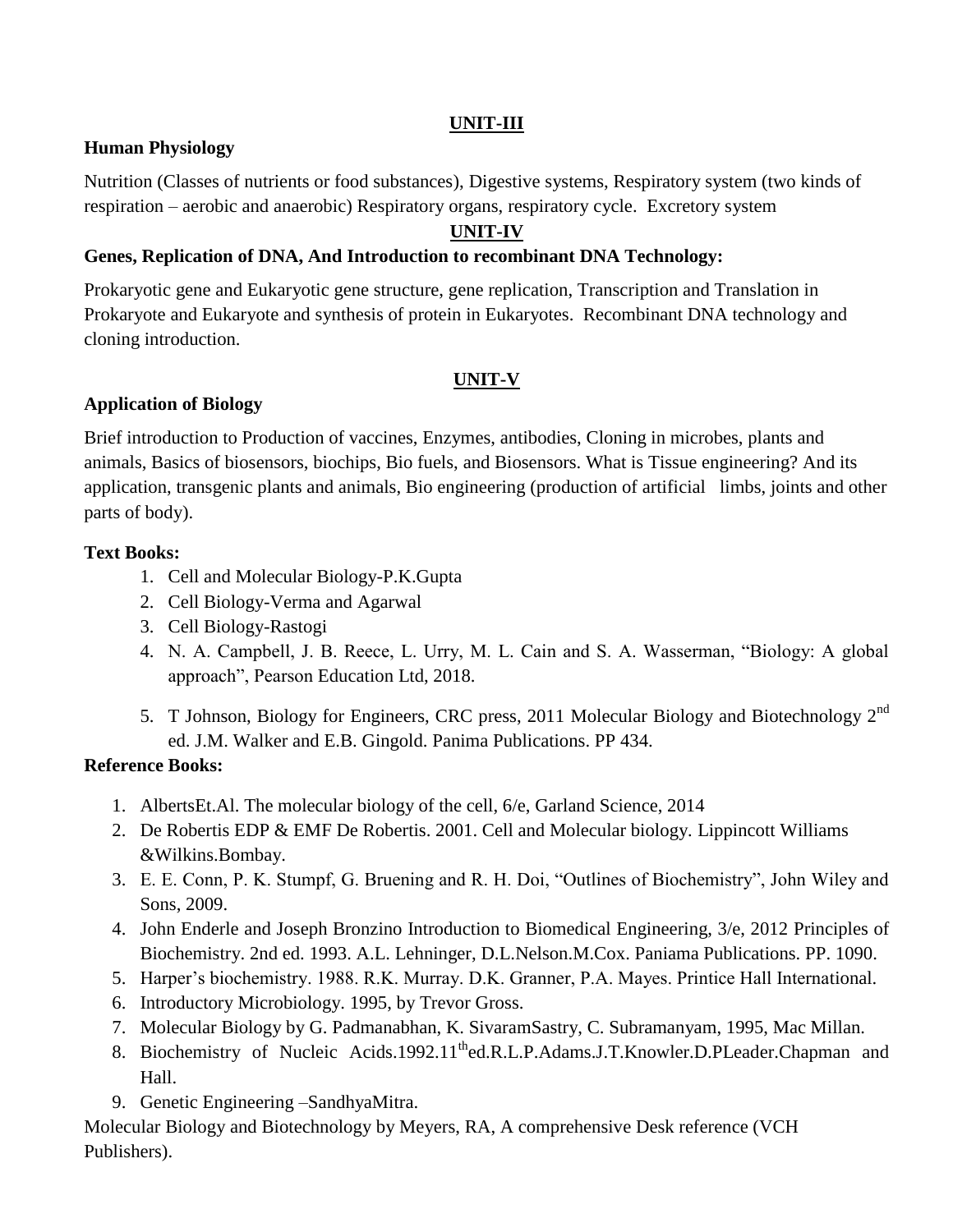## UNIT-III

**Human Physiology**

Nutrition (Classes of nutrients or food substances), Digestive systems, Respiratory system (two kinds of respiration – aerobic and anaerobic) Respiratory organs, respiratory cycle. Excretory system

## UNIT-IV

**Genes, Replication of DNA, And Introduction to recombinant DNA Technology:**

Prokaryotic gene and Eukaryotic gene structure, gene replication, Transcription and Translation in Prokaryote and Eukaryote and synthesis of protein in Eukaryotes. Recombinant DNA technology and cloning introduction.

## UNIT-V

**Application of Biology**

Brief introduction to Production of vaccines, Enzymes, antibodies, Cloning in microbes, plants and animals, Basics of biosensors, biochips, Bio fuels, and Biosensors. What is Tissue engineering? And its application, transgenic plants and animals, Bio engineering (production of artificial limbs, joints and other parts of body).

**Text Books:**

1. Cell and Molecular Biology-P.K.Gupta
2. Cell Biology-Verma and Agarwal
3. Cell Biology-Rastogi
4. N. A. Campbell, J. B. Reece, L. Urry, M. L. Cain and S. A. Wasserman, "Biology: A global approach", Pearson Education Ltd, 2018.
5. T Johnson, Biology for Engineers, CRC press, 2011 Molecular Biology and Biotechnology 2nd ed. J.M. Walker and E.B. Gingold. Panima Publications. PP 434.

**Reference Books:**

1. AlbertsEt.Al. The molecular biology of the cell, 6/e, Garland Science, 2014
2. De Robertis EDP & EMF De Robertis. 2001. Cell and Molecular biology. Lippincott Williams &Wilkins.Bombay.
3. E. E. Conn, P. K. Stumpf, G. Bruening and R. H. Doi, "Outlines of Biochemistry", John Wiley and Sons, 2009.
4. John Enderle and Joseph Bronzino Introduction to Biomedical Engineering, 3/e, 2012 Principles of Biochemistry. 2nd ed. 1993. A.L. Lehninger, D.L.Nelson.M.Cox. Paniama Publications. PP. 1090.
5. Harper's biochemistry. 1988. R.K. Murray. D.K. Granner, P.A. Mayes. Printice Hall International.
6. Introductory Microbiology. 1995, by Trevor Gross.
7. Molecular Biology by G. Padmanabhan, K. SivaramSastry, C. Subramanyam, 1995, Mac Millan.
8. Biochemistry of Nucleic Acids.1992.11thed.R.L.P.Adams.J.T.Knowler.D.PLeader.Chapman and Hall.
9. Genetic Engineering –SandhyaMitra.

Molecular Biology and Biotechnology by Meyers, RA, A comprehensive Desk reference (VCH Publishers).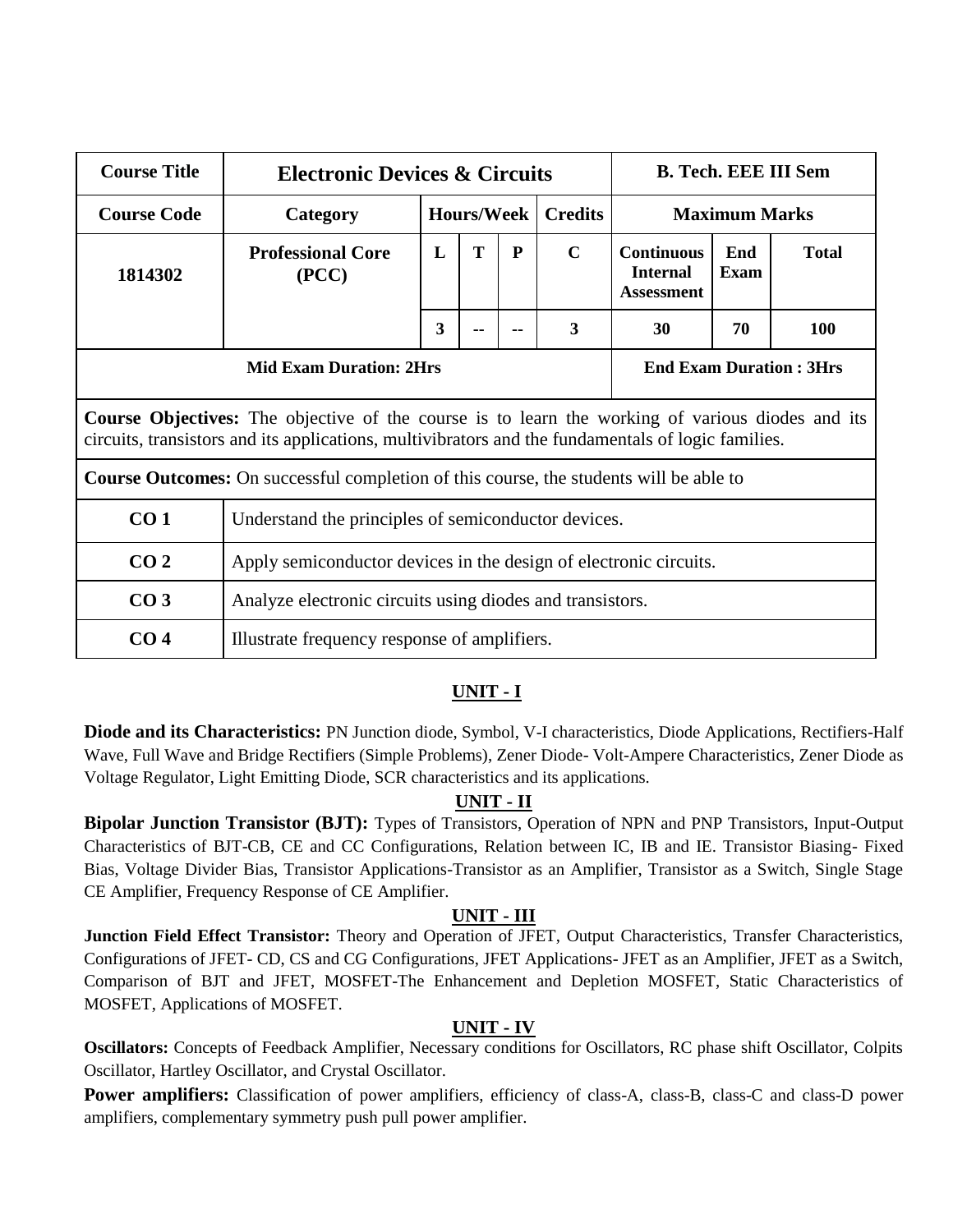| Course Title | Electronic Devices & Circuits | | | | B. Tech. EEE III Sem | | |
|---|---|---|---|---|---|---|---|
| **Course Code** | **Category** | **Hours/Week** | | | **Credits** | **Maximum Marks** | | |
| **1814302** | **Professional Core (PCC)** | **L** | **T** | **P** | **C** | **Continuous Internal Assessment** | **End Exam** | **Total** |
| | | **3** | **--** | **--** | **3** | **30** | **70** | **100** |
| **Mid Exam Duration: 2Hrs** | | | | | | **End Exam Duration : 3Hrs** | | |

**Course Objectives:** The objective of the course is to learn the working of various diodes and its circuits, transistors and its applications, multivibrators and the fundamentals of logic families.

**Course Outcomes:** On successful completion of this course, the students will be able to

| | |
|---|---|
| **CO 1** | Understand the principles of semiconductor devices. |
| **CO 2** | Apply semiconductor devices in the design of electronic circuits. |
| **CO 3** | Analyze electronic circuits using diodes and transistors. |
| **CO 4** | Illustrate frequency response of amplifiers. |

## UNIT - I

**Diode and its Characteristics:** PN Junction diode, Symbol, V-I characteristics, Diode Applications, Rectifiers-Half Wave, Full Wave and Bridge Rectifiers (Simple Problems), Zener Diode- Volt-Ampere Characteristics, Zener Diode as Voltage Regulator, Light Emitting Diode, SCR characteristics and its applications.

## UNIT - II

**Bipolar Junction Transistor (BJT):** Types of Transistors, Operation of NPN and PNP Transistors, Input-Output Characteristics of BJT-CB, CE and CC Configurations, Relation between IC, IB and IE. Transistor Biasing- Fixed Bias, Voltage Divider Bias, Transistor Applications-Transistor as an Amplifier, Transistor as a Switch, Single Stage CE Amplifier, Frequency Response of CE Amplifier.

## UNIT - III

**Junction Field Effect Transistor:** Theory and Operation of JFET, Output Characteristics, Transfer Characteristics, Configurations of JFET- CD, CS and CG Configurations, JFET Applications- JFET as an Amplifier, JFET as a Switch, Comparison of BJT and JFET, MOSFET-The Enhancement and Depletion MOSFET, Static Characteristics of MOSFET, Applications of MOSFET.

## UNIT - IV

**Oscillators:** Concepts of Feedback Amplifier, Necessary conditions for Oscillators, RC phase shift Oscillator, Colpits Oscillator, Hartley Oscillator, and Crystal Oscillator.

**Power amplifiers:** Classification of power amplifiers, efficiency of class-A, class-B, class-C and class-D power amplifiers, complementary symmetry push pull power amplifier.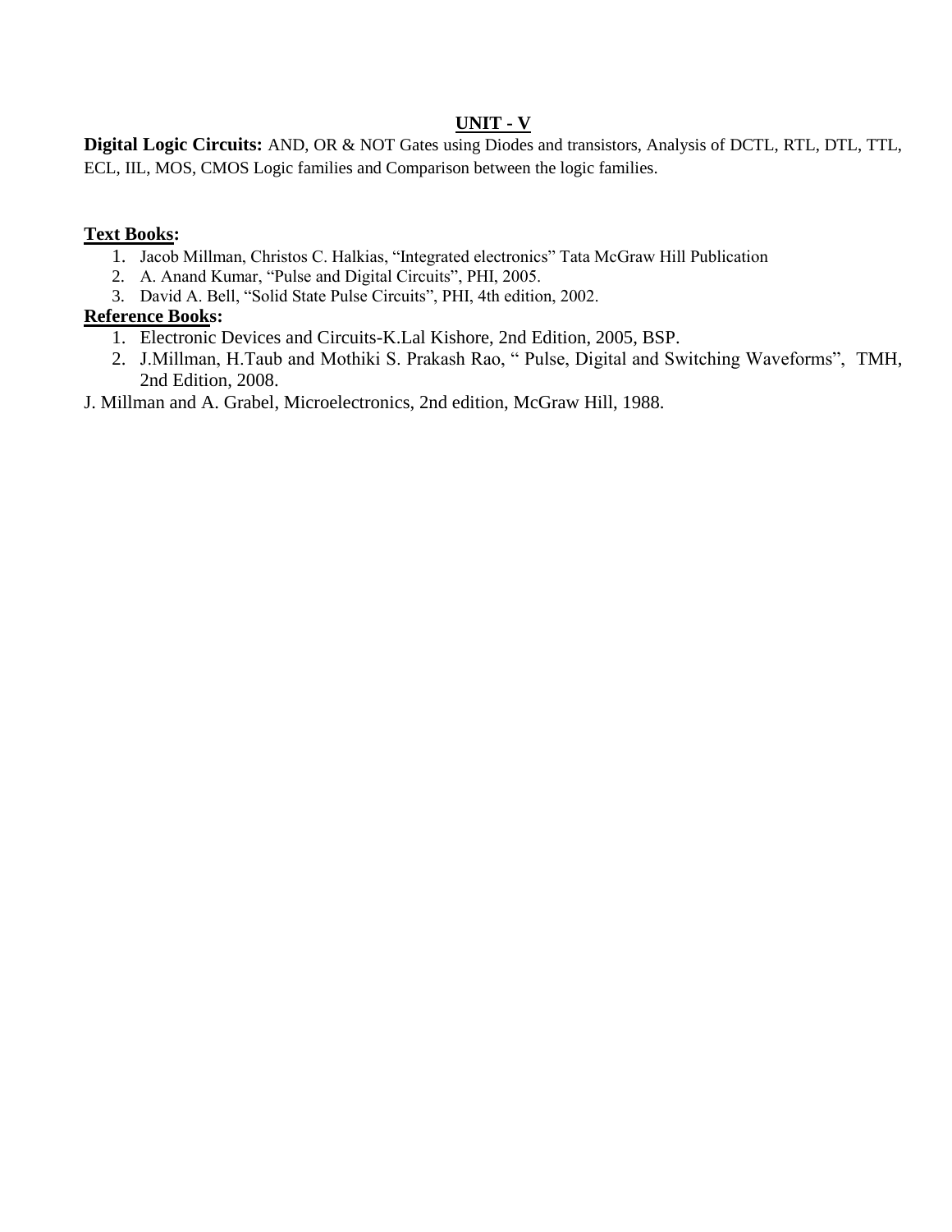## UNIT - V

**Digital Logic Circuits:** AND, OR & NOT Gates using Diodes and transistors, Analysis of DCTL, RTL, DTL, TTL, ECL, IIL, MOS, CMOS Logic families and Comparison between the logic families.

### Text Books:

1. Jacob Millman, Christos C. Halkias, "Integrated electronics" Tata McGraw Hill Publication
2. A. Anand Kumar, "Pulse and Digital Circuits", PHI, 2005.
3. David A. Bell, "Solid State Pulse Circuits", PHI, 4th edition, 2002.

### Reference Books:

1. Electronic Devices and Circuits-K.Lal Kishore, 2nd Edition, 2005, BSP.
2. J.Millman, H.Taub and Mothiki S. Prakash Rao, " Pulse, Digital and Switching Waveforms", TMH, 2nd Edition, 2008.

J. Millman and A. Grabel, Microelectronics, 2nd edition, McGraw Hill, 1988.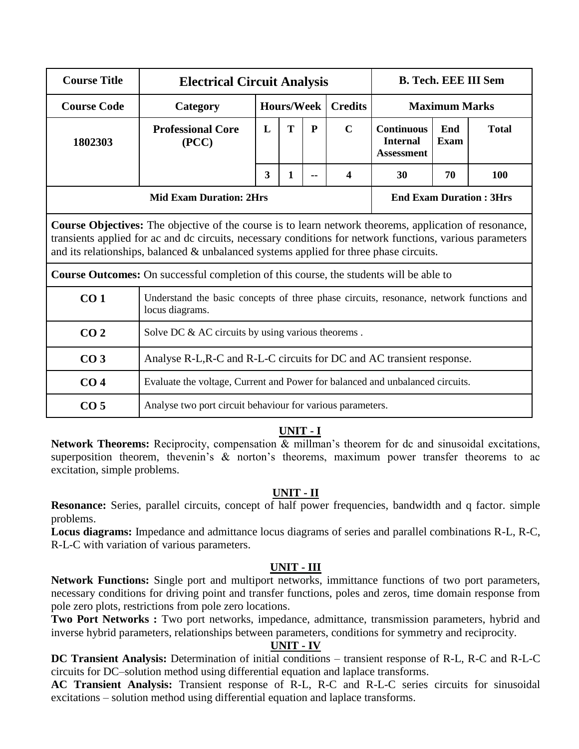| Course Title | Electrical Circuit Analysis | | | | | B. Tech. EEE III Sem | | |
|---|---|---|---|---|---|---|---|---|
| **Course Code** | **Category** | **Hours/Week** | | | **Credits** | **Maximum Marks** | | |
| **1802303** | **Professional Core (PCC)** | **L** | **T** | **P** | **C** | **Continuous Internal Assessment** | **End Exam** | **Total** |
| | | **3** | **1** | **--** | **4** | **30** | **70** | **100** |
| **Mid Exam Duration: 2Hrs** | | | | | | **End Exam Duration : 3Hrs** | | |

**Course Objectives:** The objective of the course is to learn network theorems, application of resonance, transients applied for ac and dc circuits, necessary conditions for network functions, various parameters and its relationships, balanced & unbalanced systems applied for three phase circuits.

**Course Outcomes:** On successful completion of this course, the students will be able to

| | |
|---|---|
| **CO 1** | Understand the basic concepts of three phase circuits, resonance, network functions and locus diagrams. |
| **CO 2** | Solve DC & AC circuits by using various theorems . |
| **CO 3** | Analyse R-L,R-C and R-L-C circuits for DC and AC transient response. |
| **CO 4** | Evaluate the voltage, Current and Power for balanced and unbalanced circuits. |
| **CO 5** | Analyse two port circuit behaviour for various parameters. |

## UNIT - I

**Network Theorems:** Reciprocity, compensation & millman's theorem for dc and sinusoidal excitations, superposition theorem, thevenin's & norton's theorems, maximum power transfer theorems to ac excitation, simple problems.

## UNIT - II

**Resonance:** Series, parallel circuits, concept of half power frequencies, bandwidth and q factor. simple problems.

**Locus diagrams:** Impedance and admittance locus diagrams of series and parallel combinations R-L, R-C, R-L-C with variation of various parameters.

## UNIT - III

**Network Functions:** Single port and multiport networks, immittance functions of two port parameters, necessary conditions for driving point and transfer functions, poles and zeros, time domain response from pole zero plots, restrictions from pole zero locations.

**Two Port Networks :** Two port networks, impedance, admittance, transmission parameters, hybrid and inverse hybrid parameters, relationships between parameters, conditions for symmetry and reciprocity.

## UNIT - IV

**DC Transient Analysis:** Determination of initial conditions – transient response of R-L, R-C and R-L-C circuits for DC–solution method using differential equation and laplace transforms.

**AC Transient Analysis:** Transient response of R-L, R-C and R-L-C series circuits for sinusoidal excitations – solution method using differential equation and laplace transforms.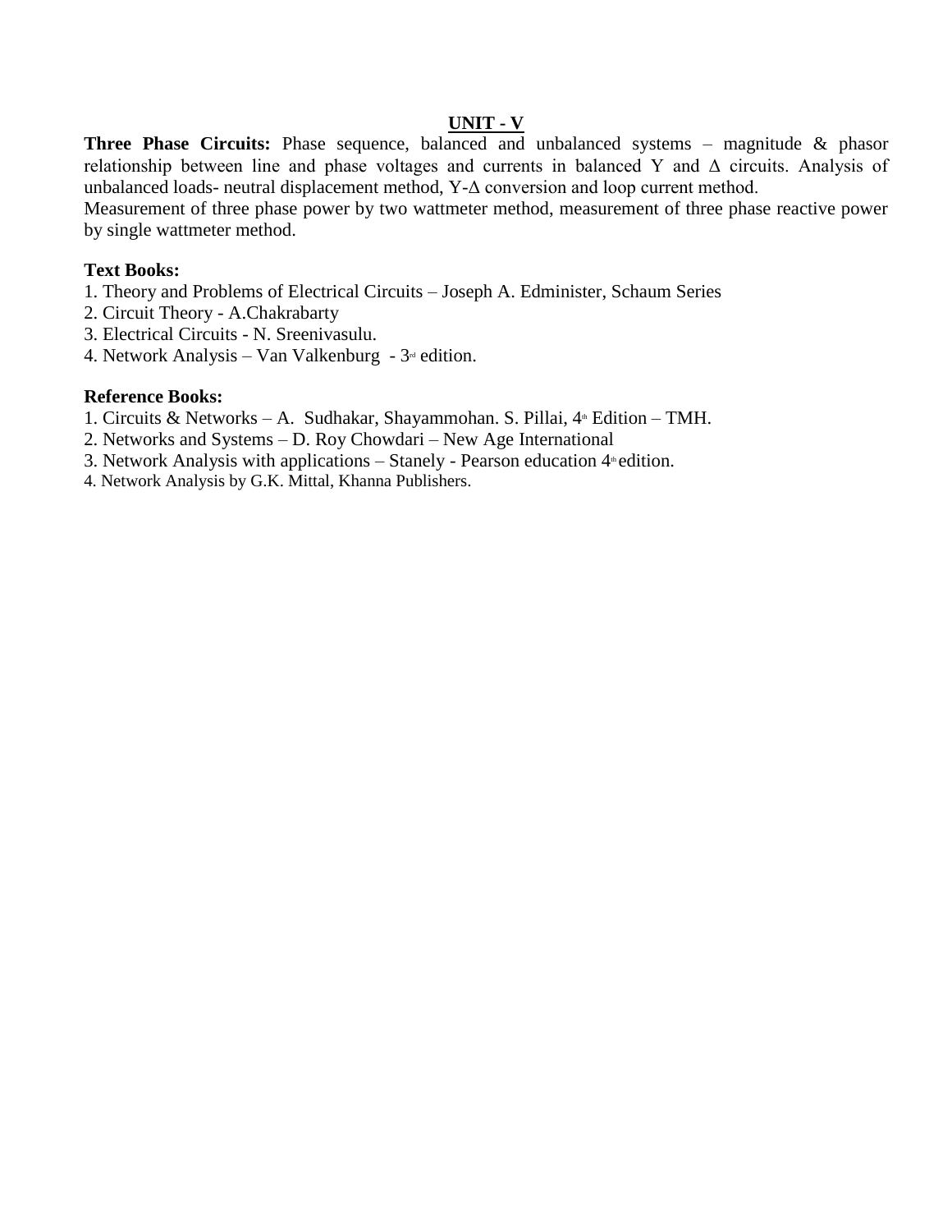## UNIT - V

**Three Phase Circuits:** Phase sequence, balanced and unbalanced systems – magnitude & phasor relationship between line and phase voltages and currents in balanced Y and Δ circuits. Analysis of unbalanced loads- neutral displacement method, Y-Δ conversion and loop current method.

Measurement of three phase power by two wattmeter method, measurement of three phase reactive power by single wattmeter method.

**Text Books:**

1. Theory and Problems of Electrical Circuits – Joseph A. Edminister, Schaum Series
2. Circuit Theory - A.Chakrabarty
3. Electrical Circuits - N. Sreenivasulu.
4. Network Analysis – Van Valkenburg - 3rd edition.

**Reference Books:**

1. Circuits & Networks – A. Sudhakar, Shayammohan. S. Pillai, 4th Edition – TMH.
2. Networks and Systems – D. Roy Chowdari – New Age International
3. Network Analysis with applications – Stanely - Pearson education 4th edition.
4. Network Analysis by G.K. Mittal, Khanna Publishers.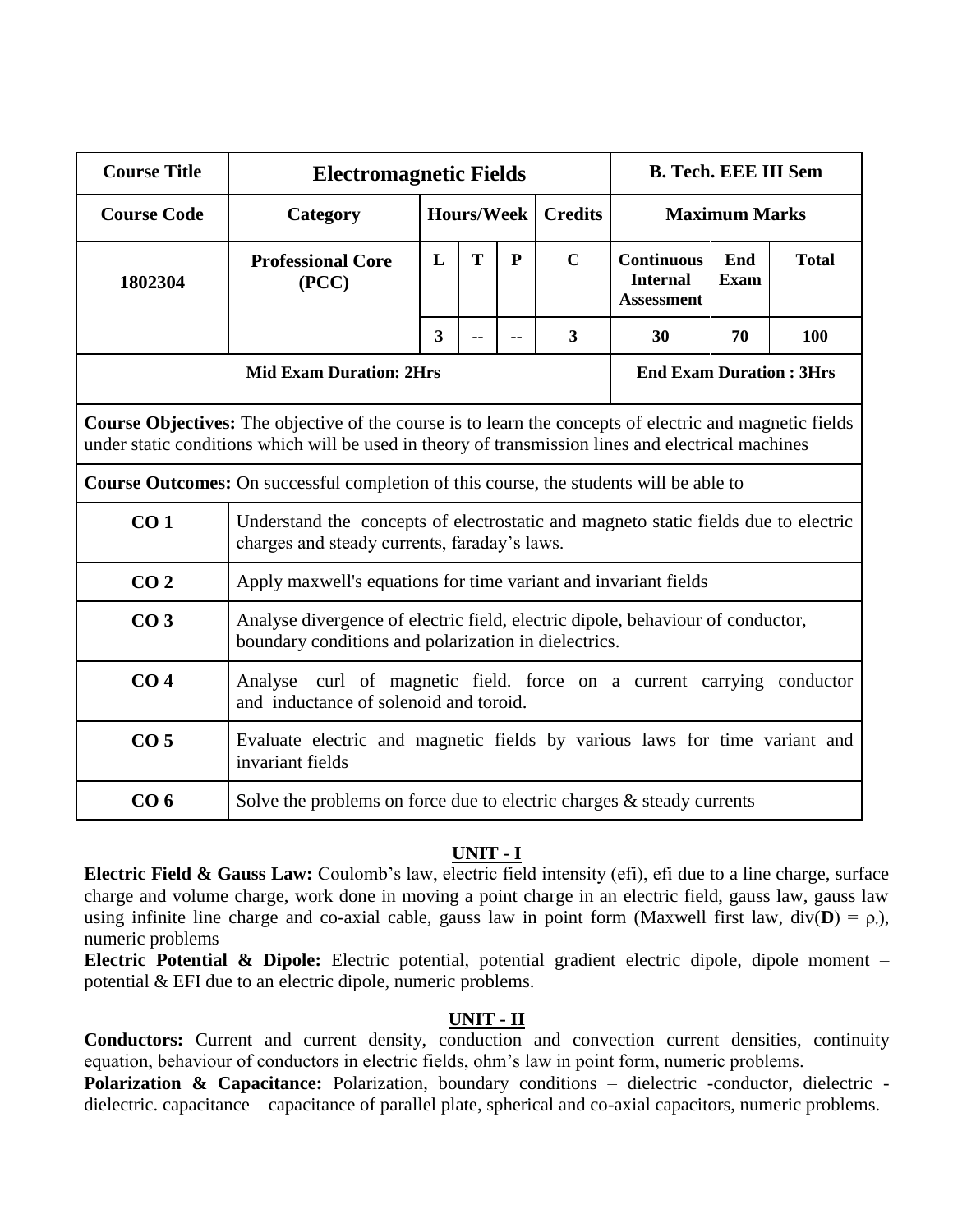| Course Title | Electromagnetic Fields | | | | | B. Tech. EEE III Sem | | |
|---|---|---|---|---|---|---|---|---|
| Course Code | Category | Hours/Week | | | Credits | Maximum Marks | | |
| 1802304 | Professional Core (PCC) | L | T | P | C | Continuous Internal Assessment | End Exam | Total |
| | | 3 | -- | -- | 3 | 30 | 70 | 100 |
| Mid Exam Duration: 2Hrs | | | | | | End Exam Duration : 3Hrs | | |

**Course Objectives:** The objective of the course is to learn the concepts of electric and magnetic fields under static conditions which will be used in theory of transmission lines and electrical machines

**Course Outcomes:** On successful completion of this course, the students will be able to

| | |
|---|---|
| **CO 1** | Understand the concepts of electrostatic and magneto static fields due to electric charges and steady currents, faraday's laws. |
| **CO 2** | Apply maxwell's equations for time variant and invariant fields |
| **CO 3** | Analyse divergence of electric field, electric dipole, behaviour of conductor, boundary conditions and polarization in dielectrics. |
| **CO 4** | Analyse curl of magnetic field. force on a current carrying conductor and inductance of solenoid and toroid. |
| **CO 5** | Evaluate electric and magnetic fields by various laws for time variant and invariant fields |
| **CO 6** | Solve the problems on force due to electric charges & steady currents |

## UNIT - I

**Electric Field & Gauss Law:** Coulomb's law, electric field intensity (efi), efi due to a line charge, surface charge and volume charge, work done in moving a point charge in an electric field, gauss law, gauss law using infinite line charge and co-axial cable, gauss law in point form (Maxwell first law, $\text{div}(\mathbf{D}) = \rho_v$), numeric problems

**Electric Potential & Dipole:** Electric potential, potential gradient electric dipole, dipole moment – potential & EFI due to an electric dipole, numeric problems.

## UNIT - II

**Conductors:** Current and current density, conduction and convection current densities, continuity equation, behaviour of conductors in electric fields, ohm's law in point form, numeric problems.

**Polarization & Capacitance:** Polarization, boundary conditions – dielectric -conductor, dielectric - dielectric. capacitance – capacitance of parallel plate, spherical and co-axial capacitors, numeric problems.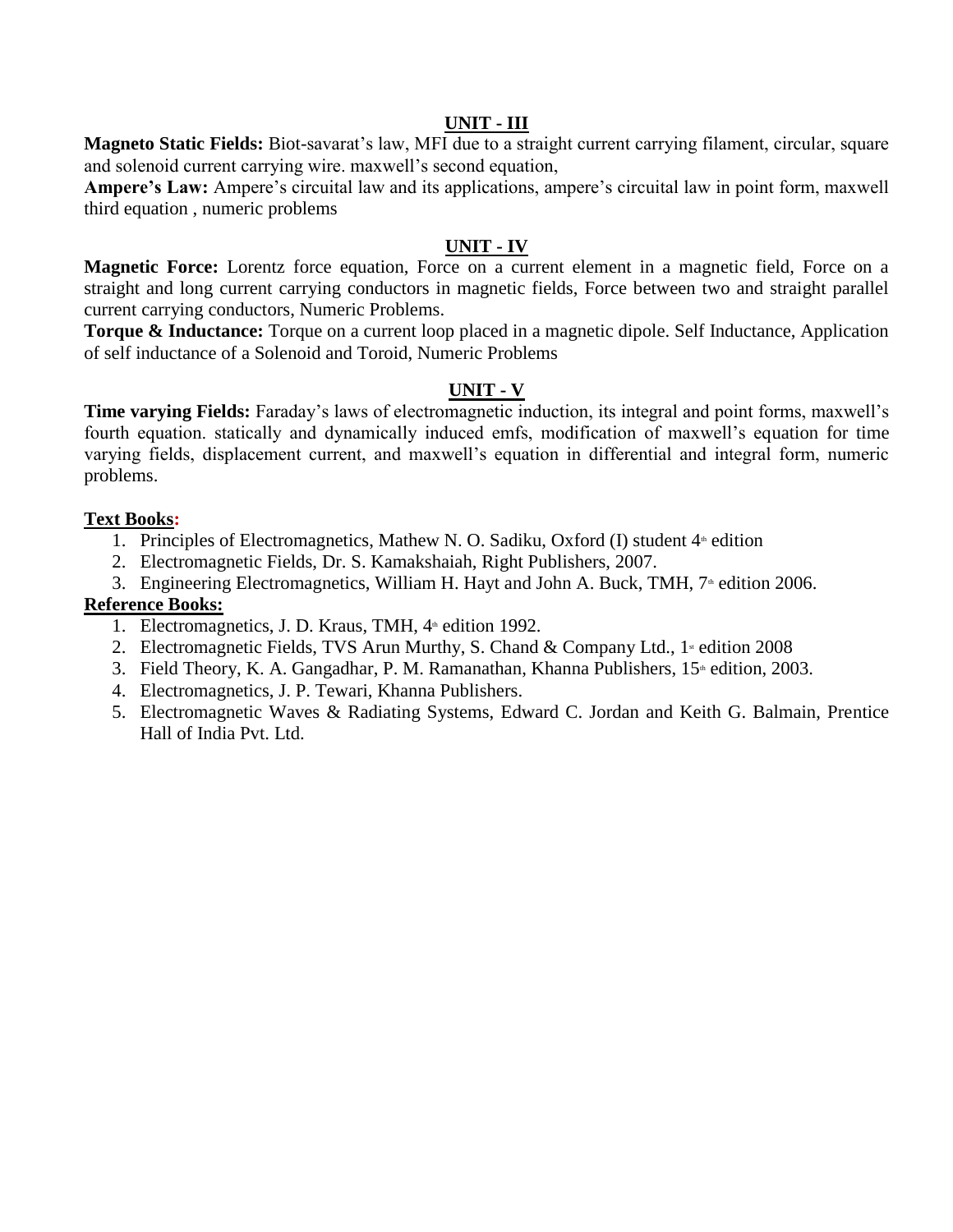## UNIT - III

**Magneto Static Fields:** Biot-savarat's law, MFI due to a straight current carrying filament, circular, square and solenoid current carrying wire. maxwell's second equation,

**Ampere's Law:** Ampere's circuital law and its applications, ampere's circuital law in point form, maxwell third equation , numeric problems

## UNIT - IV

**Magnetic Force:** Lorentz force equation, Force on a current element in a magnetic field, Force on a straight and long current carrying conductors in magnetic fields, Force between two and straight parallel current carrying conductors, Numeric Problems.

**Torque & Inductance:** Torque on a current loop placed in a magnetic dipole. Self Inductance, Application of self inductance of a Solenoid and Toroid, Numeric Problems

## UNIT - V

**Time varying Fields:** Faraday's laws of electromagnetic induction, its integral and point forms, maxwell's fourth equation. statically and dynamically induced emfs, modification of maxwell's equation for time varying fields, displacement current, and maxwell's equation in differential and integral form, numeric problems.

**Text Books:**

1. Principles of Electromagnetics, Mathew N. O. Sadiku, Oxford (I) student 4th edition
2. Electromagnetic Fields, Dr. S. Kamakshaiah, Right Publishers, 2007.
3. Engineering Electromagnetics, William H. Hayt and John A. Buck, TMH, 7th edition 2006.

**Reference Books:**

1. Electromagnetics, J. D. Kraus, TMH, 4th edition 1992.
2. Electromagnetic Fields, TVS Arun Murthy, S. Chand & Company Ltd., 1st edition 2008
3. Field Theory, K. A. Gangadhar, P. M. Ramanathan, Khanna Publishers, 15th edition, 2003.
4. Electromagnetics, J. P. Tewari, Khanna Publishers.
5. Electromagnetic Waves & Radiating Systems, Edward C. Jordan and Keith G. Balmain, Prentice Hall of India Pvt. Ltd.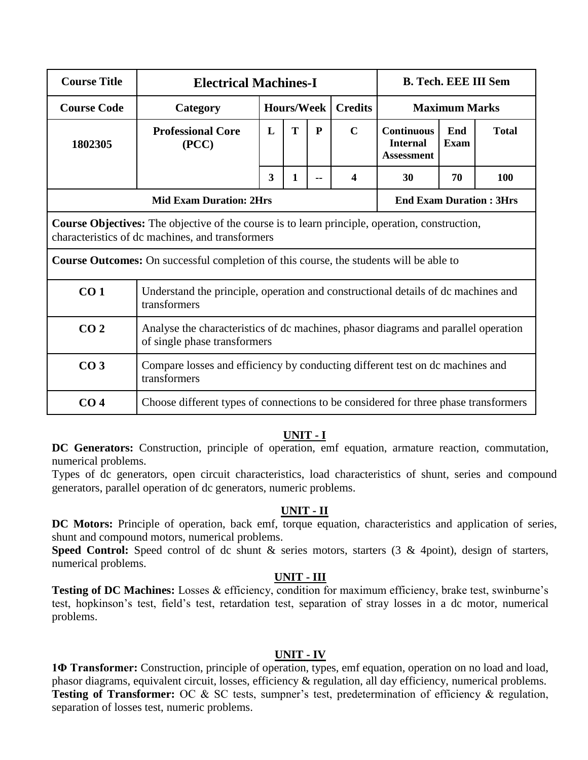| Course Title | Electrical Machines-I | | | | | B. Tech. EEE III Sem | | |
|---|---|---|---|---|---|---|---|---|
| **Course Code** | **Category** | **Hours/Week** | | | **Credits** | **Maximum Marks** | | |
| **1802305** | **Professional Core (PCC)** | **L** | **T** | **P** | **C** | **Continuous Internal Assessment** | **End Exam** | **Total** |
| | | **3** | **1** | **--** | **4** | **30** | **70** | **100** |
| **Mid Exam Duration: 2Hrs** | | | | | | **End Exam Duration : 3Hrs** | | |
| **Course Objectives:** The objective of the course is to learn principle, operation, construction, characteristics of dc machines, and transformers | | | | | | | | |
| **Course Outcomes:** On successful completion of this course, the students will be able to | | | | | | | | |
| **CO 1** | Understand the principle, operation and constructional details of dc machines and transformers | | | | | | | |
| **CO 2** | Analyse the characteristics of dc machines, phasor diagrams and parallel operation of single phase transformers | | | | | | | |
| **CO 3** | Compare losses and efficiency by conducting different test on dc machines and transformers | | | | | | | |
| **CO 4** | Choose different types of connections to be considered for three phase transformers | | | | | | | |

## UNIT - I

**DC Generators:** Construction, principle of operation, emf equation, armature reaction, commutation, numerical problems.

Types of dc generators, open circuit characteristics, load characteristics of shunt, series and compound generators, parallel operation of dc generators, numeric problems.

## UNIT - II

**DC Motors:** Principle of operation, back emf, torque equation, characteristics and application of series, shunt and compound motors, numerical problems.

**Speed Control:** Speed control of dc shunt & series motors, starters (3 & 4point), design of starters, numerical problems.

## UNIT - III

**Testing of DC Machines:** Losses & efficiency, condition for maximum efficiency, brake test, swinburne's test, hopkinson's test, field's test, retardation test, separation of stray losses in a dc motor, numerical problems.

## UNIT - IV

**1Φ Transformer:** Construction, principle of operation, types, emf equation, operation on no load and load, phasor diagrams, equivalent circuit, losses, efficiency & regulation, all day efficiency, numerical problems.

**Testing of Transformer:** OC & SC tests, sumpner's test, predetermination of efficiency & regulation, separation of losses test, numeric problems.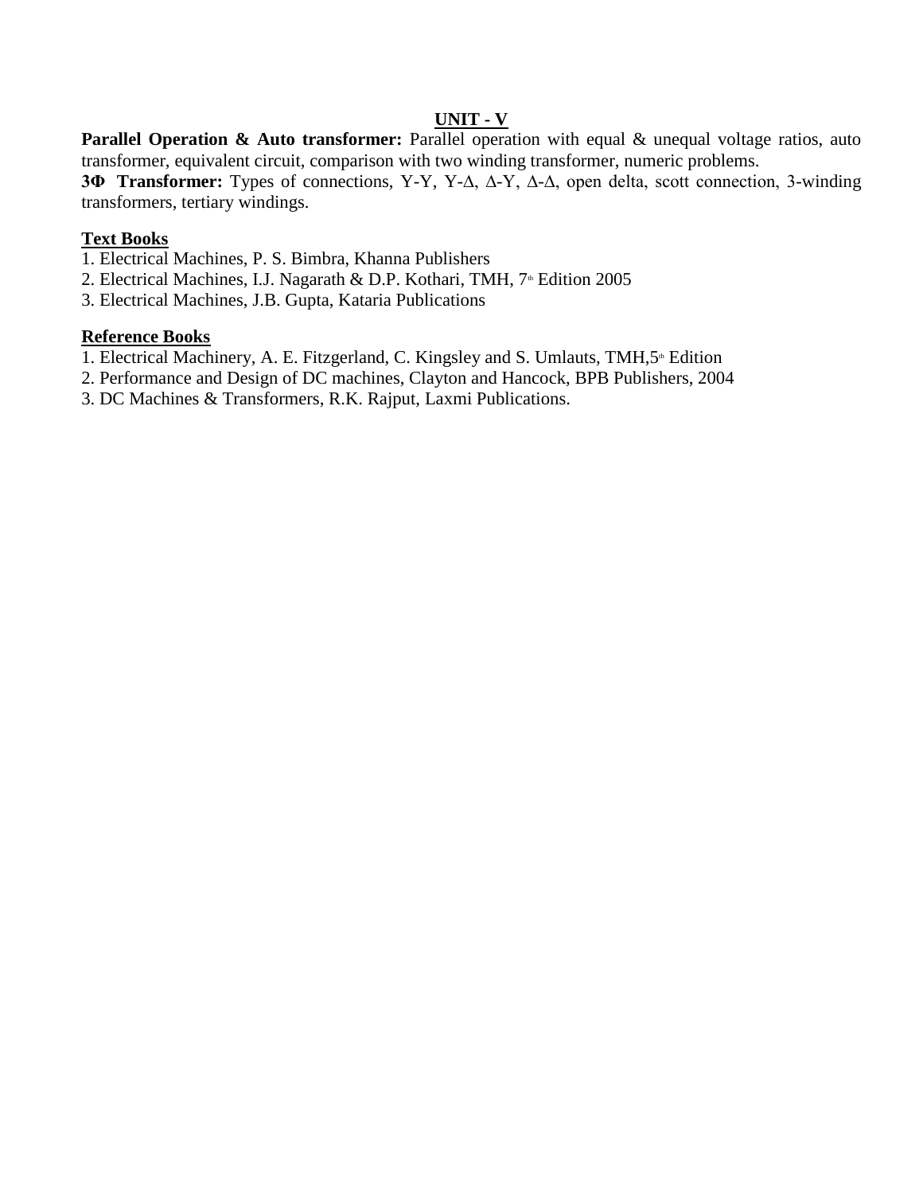## UNIT - V

**Parallel Operation & Auto transformer:** Parallel operation with equal & unequal voltage ratios, auto transformer, equivalent circuit, comparison with two winding transformer, numeric problems.

**3Φ Transformer:** Types of connections, Y-Y, Y-Δ, Δ-Y, Δ-Δ, open delta, scott connection, 3-winding transformers, tertiary windings.

### Text Books

1. Electrical Machines, P. S. Bimbra, Khanna Publishers
2. Electrical Machines, I.J. Nagarath & D.P. Kothari, TMH, 7th Edition 2005
3. Electrical Machines, J.B. Gupta, Kataria Publications

### Reference Books

1. Electrical Machinery, A. E. Fitzgerland, C. Kingsley and S. Umlauts, TMH,5th Edition
2. Performance and Design of DC machines, Clayton and Hancock, BPB Publishers, 2004
3. DC Machines & Transformers, R.K. Rajput, Laxmi Publications.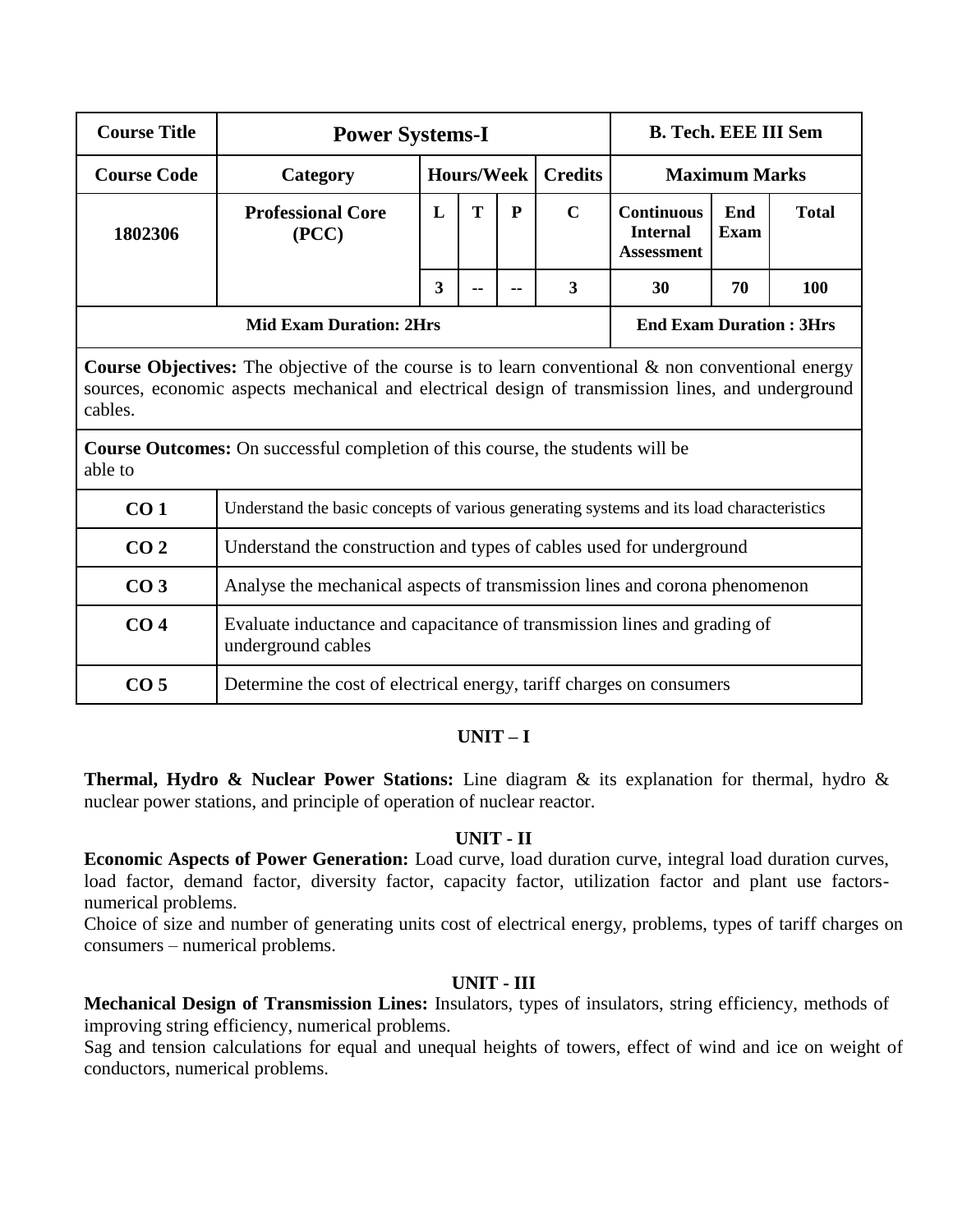| Course Title | Power Systems-I | | | | | B. Tech. EEE III Sem | | |
|---|---|---|---|---|---|---|---|---|
| **Course Code** | **Category** | **Hours/Week** | | | **Credits** | **Maximum Marks** | | |
| **1802306** | **Professional Core (PCC)** | **L** | **T** | **P** | **C** | **Continuous Internal Assessment** | **End Exam** | **Total** |
| | | **3** | **--** | **--** | **3** | **30** | **70** | **100** |
| **Mid Exam Duration: 2Hrs** | | | | | | **End Exam Duration : 3Hrs** | | |

**Course Objectives:** The objective of the course is to learn conventional & non conventional energy sources, economic aspects mechanical and electrical design of transmission lines, and underground cables.

**Course Outcomes:** On successful completion of this course, the students will be able to

| | |
|---|---|
| **CO 1** | Understand the basic concepts of various generating systems and its load characteristics |
| **CO 2** | Understand the construction and types of cables used for underground |
| **CO 3** | Analyse the mechanical aspects of transmission lines and corona phenomenon |
| **CO 4** | Evaluate inductance and capacitance of transmission lines and grading of underground cables |
| **CO 5** | Determine the cost of electrical energy, tariff charges on consumers |

## UNIT – I

**Thermal, Hydro & Nuclear Power Stations:** Line diagram & its explanation for thermal, hydro & nuclear power stations, and principle of operation of nuclear reactor.

## UNIT - II

**Economic Aspects of Power Generation:** Load curve, load duration curve, integral load duration curves, load factor, demand factor, diversity factor, capacity factor, utilization factor and plant use factors- numerical problems.

Choice of size and number of generating units cost of electrical energy, problems, types of tariff charges on consumers – numerical problems.

## UNIT - III

**Mechanical Design of Transmission Lines:** Insulators, types of insulators, string efficiency, methods of improving string efficiency, numerical problems.

Sag and tension calculations for equal and unequal heights of towers, effect of wind and ice on weight of conductors, numerical problems.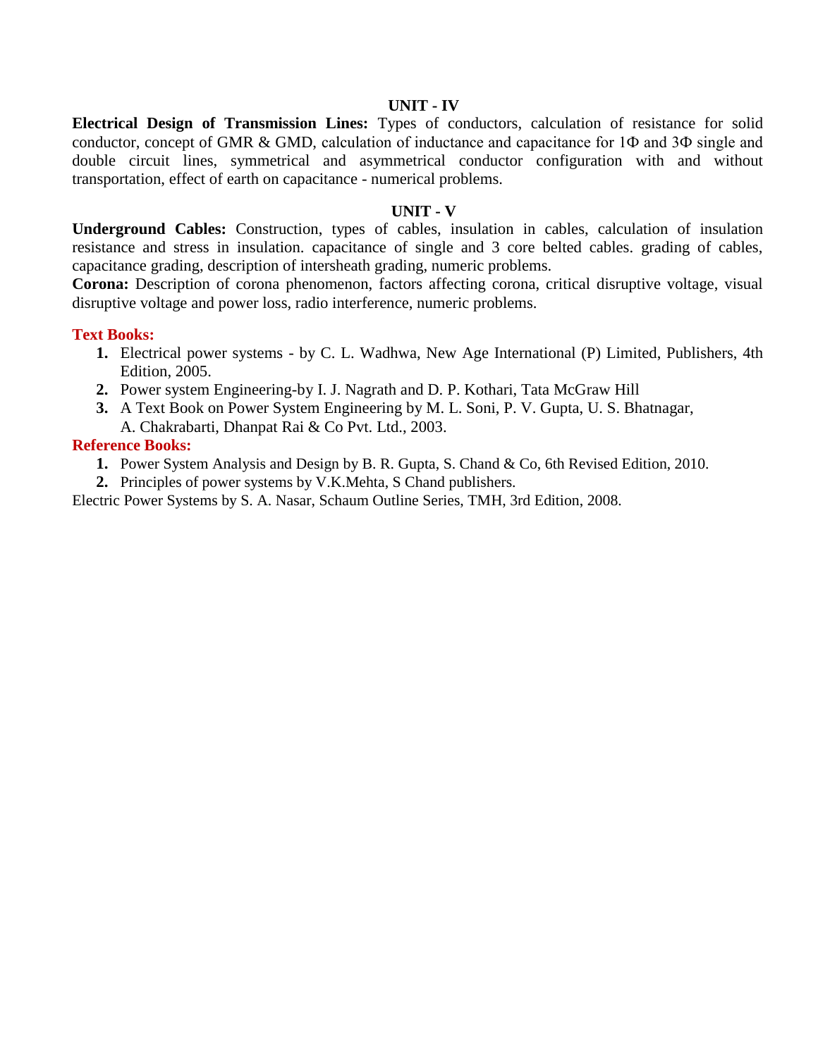### UNIT - IV

**Electrical Design of Transmission Lines:** Types of conductors, calculation of resistance for solid conductor, concept of GMR & GMD, calculation of inductance and capacitance for 1Φ and 3Φ single and double circuit lines, symmetrical and asymmetrical conductor configuration with and without transportation, effect of earth on capacitance - numerical problems.

### UNIT - V

**Underground Cables:** Construction, types of cables, insulation in cables, calculation of insulation resistance and stress in insulation. capacitance of single and 3 core belted cables. grading of cables, capacitance grading, description of intersheath grading, numeric problems.

**Corona:** Description of corona phenomenon, factors affecting corona, critical disruptive voltage, visual disruptive voltage and power loss, radio interference, numeric problems.

**Text Books:**

1. Electrical power systems - by C. L. Wadhwa, New Age International (P) Limited, Publishers, 4th Edition, 2005.
2. Power system Engineering-by I. J. Nagrath and D. P. Kothari, Tata McGraw Hill
3. A Text Book on Power System Engineering by M. L. Soni, P. V. Gupta, U. S. Bhatnagar, A. Chakrabarti, Dhanpat Rai & Co Pvt. Ltd., 2003.

**Reference Books:**

1. Power System Analysis and Design by B. R. Gupta, S. Chand & Co, 6th Revised Edition, 2010.
2. Principles of power systems by V.K.Mehta, S Chand publishers.

Electric Power Systems by S. A. Nasar, Schaum Outline Series, TMH, 3rd Edition, 2008.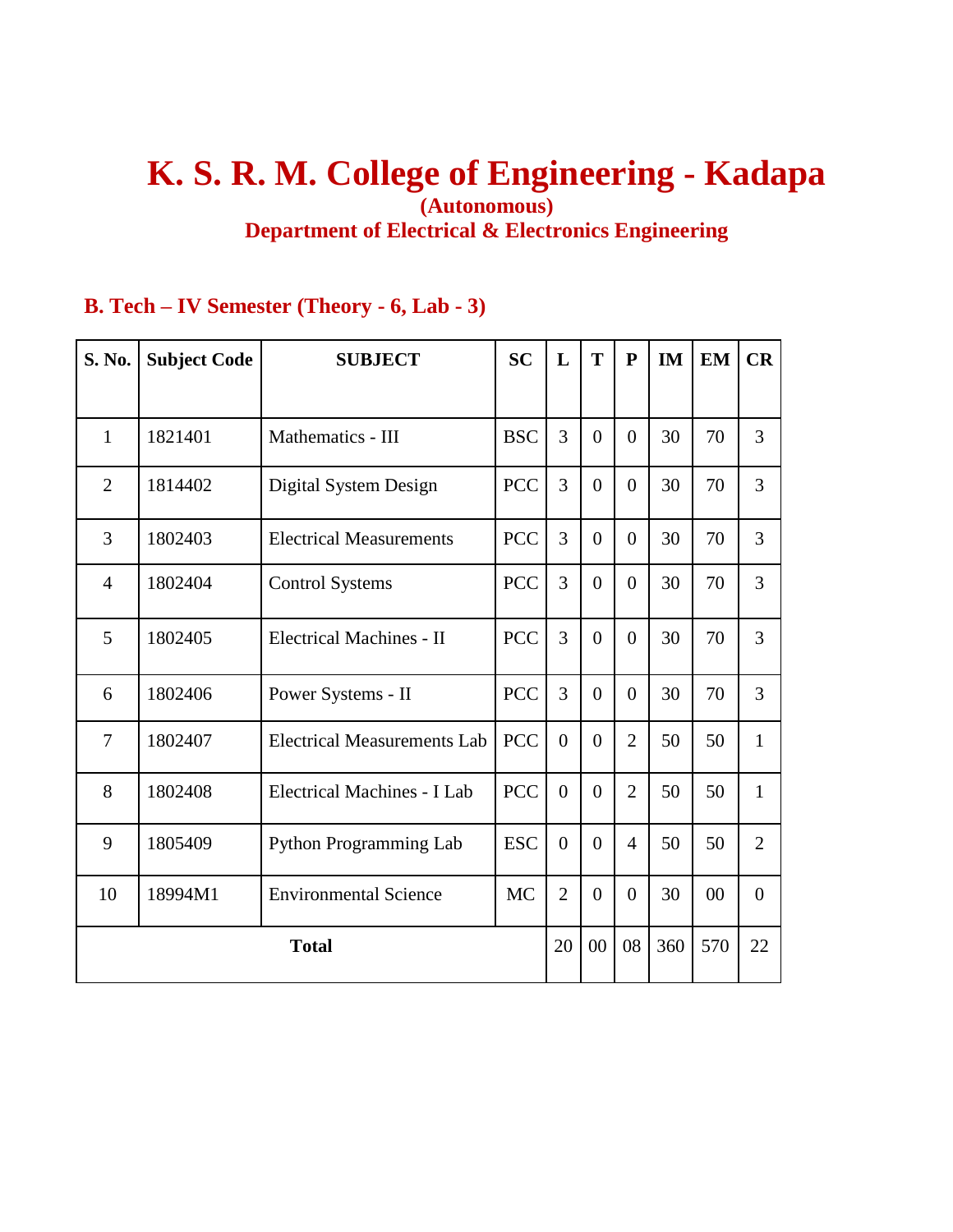# K. S. R. M. College of Engineering - Kadapa

**(Autonomous)**

**Department of Electrical & Electronics Engineering**

## B. Tech – IV Semester (Theory - 6, Lab - 3)

| S. No. | Subject Code | SUBJECT | SC | L | T | P | IM | EM | CR |
|---|---|---|---|---|---|---|---|---|---|
| 1 | 1821401 | Mathematics - III | BSC | 3 | 0 | 0 | 30 | 70 | 3 |
| 2 | 1814402 | Digital System Design | PCC | 3 | 0 | 0 | 30 | 70 | 3 |
| 3 | 1802403 | Electrical Measurements | PCC | 3 | 0 | 0 | 30 | 70 | 3 |
| 4 | 1802404 | Control Systems | PCC | 3 | 0 | 0 | 30 | 70 | 3 |
| 5 | 1802405 | Electrical Machines - II | PCC | 3 | 0 | 0 | 30 | 70 | 3 |
| 6 | 1802406 | Power Systems - II | PCC | 3 | 0 | 0 | 30 | 70 | 3 |
| 7 | 1802407 | Electrical Measurements Lab | PCC | 0 | 0 | 2 | 50 | 50 | 1 |
| 8 | 1802408 | Electrical Machines - I Lab | PCC | 0 | 0 | 2 | 50 | 50 | 1 |
| 9 | 1805409 | Python Programming Lab | ESC | 0 | 0 | 4 | 50 | 50 | 2 |
| 10 | 18994M1 | Environmental Science | MC | 2 | 0 | 0 | 30 | 00 | 0 |
| **Total** | | | | 20 | 00 | 08 | 360 | 570 | 22 |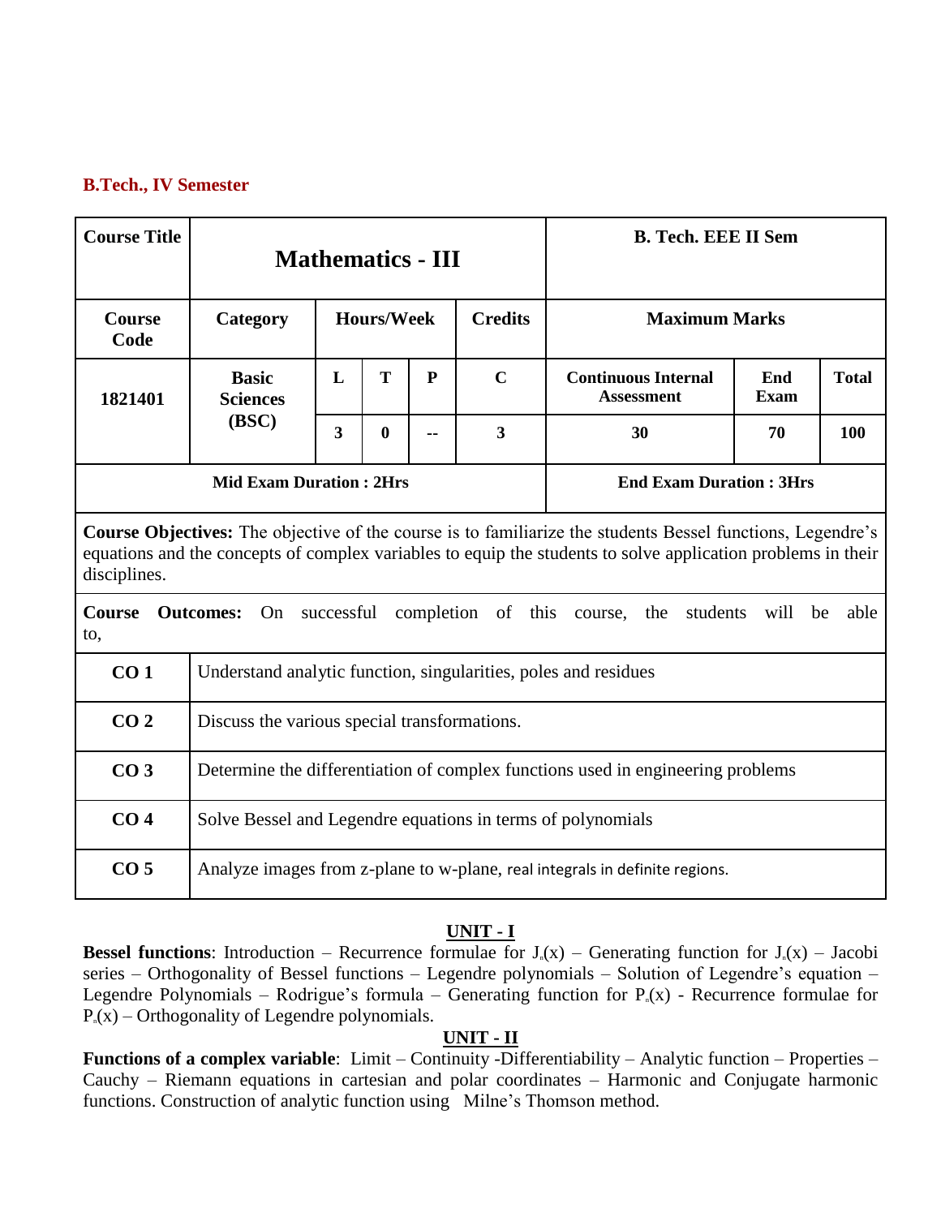**B.Tech., IV Semester**

| Course Title | Mathematics - III | | | | | B. Tech. EEE II Sem | | |
|---|---|---|---|---|---|---|---|---|
| Course Code | Category | Hours/Week | | | Credits | Maximum Marks | | |
| 1821401 | Basic Sciences (BSC) | L | T | P | C | Continuous Internal Assessment | End Exam | Total |
| | | 3 | 0 | -- | 3 | 30 | 70 | 100 |
| Mid Exam Duration : 2Hrs | | | | | | End Exam Duration : 3Hrs | | |

**Course Objectives:** The objective of the course is to familiarize the students Bessel functions, Legendre's equations and the concepts of complex variables to equip the students to solve application problems in their disciplines.

**Course Outcomes:** On successful completion of this course, the students will be able to,

| | |
|---|---|
| **CO 1** | Understand analytic function, singularities, poles and residues |
| **CO 2** | Discuss the various special transformations. |
| **CO 3** | Determine the differentiation of complex functions used in engineering problems |
| **CO 4** | Solve Bessel and Legendre equations in terms of polynomials |
| **CO 5** | Analyze images from z-plane to w-plane, real integrals in definite regions. |

## UNIT - I

**Bessel functions**: Introduction – Recurrence formulae for $J_n(x)$ – Generating function for $J_n(x)$ – Jacobi series – Orthogonality of Bessel functions – Legendre polynomials – Solution of Legendre's equation – Legendre Polynomials – Rodrigue's formula – Generating function for $P_n(x)$ - Recurrence formulae for $P_n(x)$ – Orthogonality of Legendre polynomials.

## UNIT - II

**Functions of a complex variable**: Limit – Continuity -Differentiability – Analytic function – Properties – Cauchy – Riemann equations in cartesian and polar coordinates – Harmonic and Conjugate harmonic functions. Construction of analytic function using Milne's Thomson method.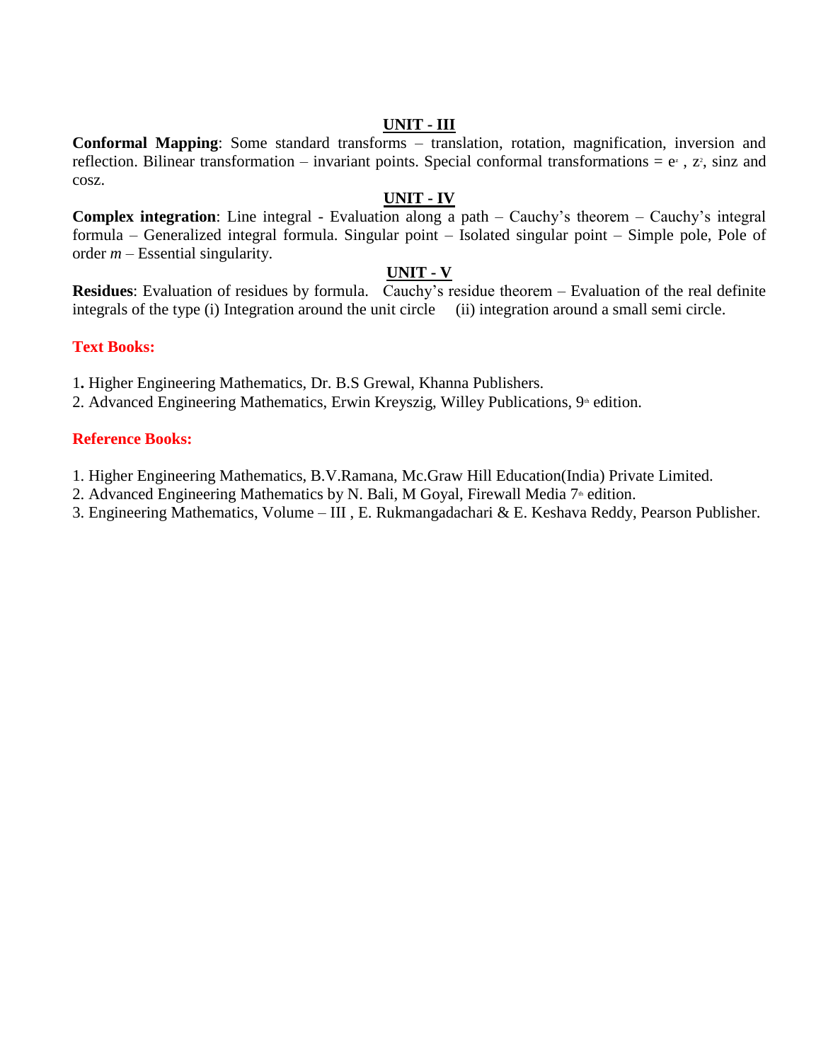## UNIT - III

**Conformal Mapping**: Some standard transforms – translation, rotation, magnification, inversion and reflection. Bilinear transformation – invariant points. Special conformal transformations = $e^z$ , $z^2$, sinz and cosz.

## UNIT - IV

**Complex integration**: Line integral - Evaluation along a path – Cauchy's theorem – Cauchy's integral formula – Generalized integral formula. Singular point – Isolated singular point – Simple pole, Pole of order *m* – Essential singularity.

## UNIT - V

**Residues**: Evaluation of residues by formula. Cauchy's residue theorem – Evaluation of the real definite integrals of the type (i) Integration around the unit circle (ii) integration around a small semi circle.

### Text Books:

1. Higher Engineering Mathematics, Dr. B.S Grewal, Khanna Publishers.
2. Advanced Engineering Mathematics, Erwin Kreyszig, Willey Publications, 9th edition.

### Reference Books:

1. Higher Engineering Mathematics, B.V.Ramana, Mc.Graw Hill Education(India) Private Limited.
2. Advanced Engineering Mathematics by N. Bali, M Goyal, Firewall Media 7th edition.
3. Engineering Mathematics, Volume – III , E. Rukmangadachari & E. Keshava Reddy, Pearson Publisher.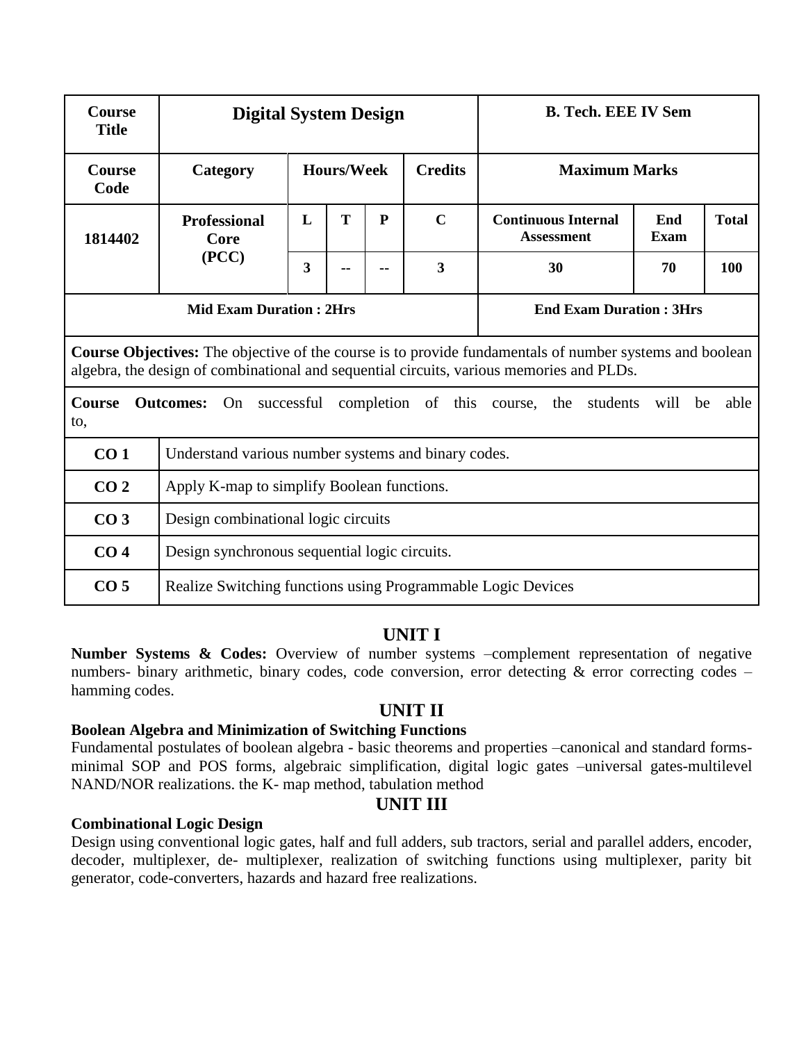| Course Title | Digital System Design | | | | | B. Tech. EEE IV Sem | | |
|---|---|---|---|---|---|---|---|---|
| Course Code | Category | Hours/Week | | | Credits | Maximum Marks | | |
| 1814402 | Professional Core (PCC) | L | T | P | C | Continuous Internal Assessment | End Exam | Total |
| | | 3 | -- | -- | 3 | 30 | 70 | 100 |
| Mid Exam Duration : 2Hrs | | | | | | End Exam Duration : 3Hrs | | |

**Course Objectives:** The objective of the course is to provide fundamentals of number systems and boolean algebra, the design of combinational and sequential circuits, various memories and PLDs.

**Course Outcomes:** On successful completion of this course, the students will be able to,

| | |
|---|---|
| CO 1 | Understand various number systems and binary codes. |
| CO 2 | Apply K-map to simplify Boolean functions. |
| CO 3 | Design combinational logic circuits |
| CO 4 | Design synchronous sequential logic circuits. |
| CO 5 | Realize Switching functions using Programmable Logic Devices |

## UNIT I

**Number Systems & Codes:** Overview of number systems –complement representation of negative numbers- binary arithmetic, binary codes, code conversion, error detecting & error correcting codes – hamming codes.

## UNIT II

**Boolean Algebra and Minimization of Switching Functions**

Fundamental postulates of boolean algebra - basic theorems and properties –canonical and standard forms-minimal SOP and POS forms, algebraic simplification, digital logic gates –universal gates-multilevel NAND/NOR realizations. the K- map method, tabulation method

## UNIT III

**Combinational Logic Design**

Design using conventional logic gates, half and full adders, sub tractors, serial and parallel adders, encoder, decoder, multiplexer, de- multiplexer, realization of switching functions using multiplexer, parity bit generator, code-converters, hazards and hazard free realizations.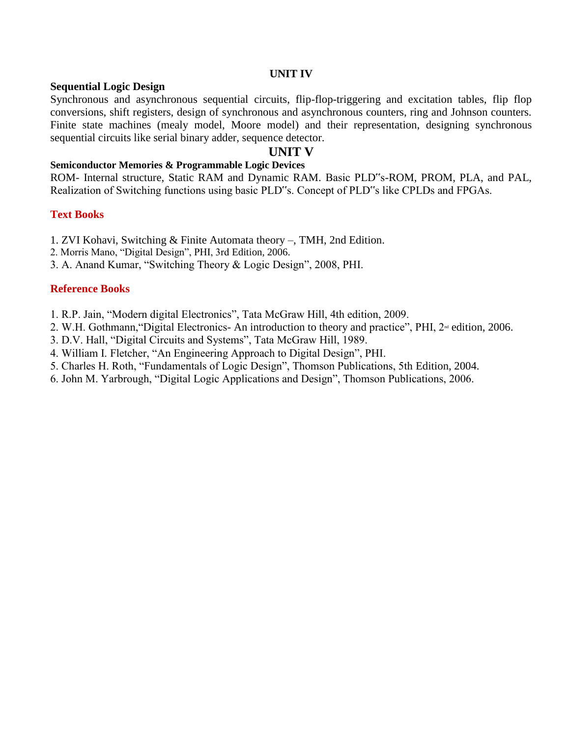## UNIT IV

### Sequential Logic Design

Synchronous and asynchronous sequential circuits, flip-flop-triggering and excitation tables, flip flop conversions, shift registers, design of synchronous and asynchronous counters, ring and Johnson counters. Finite state machines (mealy model, Moore model) and their representation, designing synchronous sequential circuits like serial binary adder, sequence detector.

## UNIT V

### Semiconductor Memories & Programmable Logic Devices

ROM- Internal structure, Static RAM and Dynamic RAM. Basic PLD"s-ROM, PROM, PLA, and PAL, Realization of Switching functions using basic PLD"s. Concept of PLD"s like CPLDs and FPGAs.

### Text Books

1. ZVI Kohavi, Switching & Finite Automata theory –, TMH, 2nd Edition.
2. Morris Mano, "Digital Design", PHI, 3rd Edition, 2006.
3. A. Anand Kumar, "Switching Theory & Logic Design", 2008, PHI.

### Reference Books

1. R.P. Jain, "Modern digital Electronics", Tata McGraw Hill, 4th edition, 2009.
2. W.H. Gothmann,"Digital Electronics- An introduction to theory and practice", PHI, 2nd edition, 2006.
3. D.V. Hall, "Digital Circuits and Systems", Tata McGraw Hill, 1989.
4. William I. Fletcher, "An Engineering Approach to Digital Design", PHI.
5. Charles H. Roth, "Fundamentals of Logic Design", Thomson Publications, 5th Edition, 2004.
6. John M. Yarbrough, "Digital Logic Applications and Design", Thomson Publications, 2006.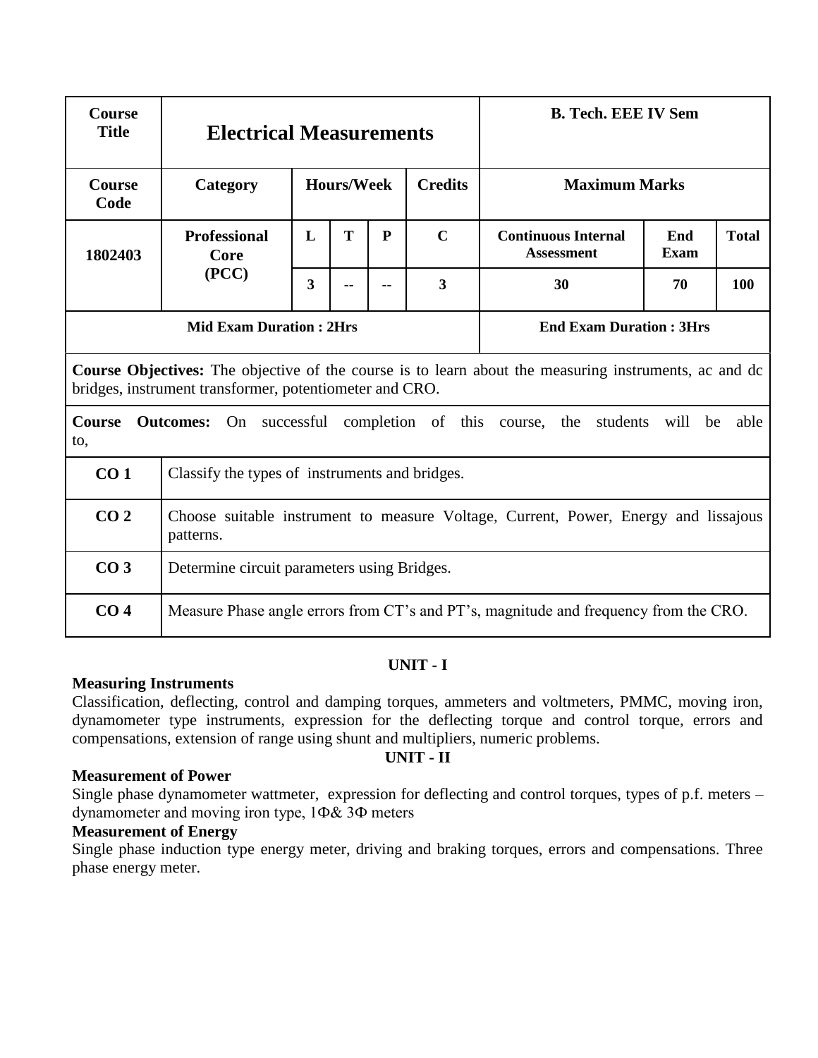| Course Title | Electrical Measurements | | | | | B. Tech. EEE IV Sem | | |
|---|---|---|---|---|---|---|---|---|
| Course Code | Category | Hours/Week | | | Credits | Maximum Marks | | |
| 1802403 | Professional Core (PCC) | L | T | P | C | Continuous Internal Assessment | End Exam | Total |
| | | 3 | -- | -- | 3 | 30 | 70 | 100 |
| Mid Exam Duration : 2Hrs | | | | | | End Exam Duration : 3Hrs | | |

**Course Objectives:** The objective of the course is to learn about the measuring instruments, ac and dc bridges, instrument transformer, potentiometer and CRO.

**Course Outcomes:** On successful completion of this course, the students will be able to,

| | |
|---|---|
| **CO 1** | Classify the types of instruments and bridges. |
| **CO 2** | Choose suitable instrument to measure Voltage, Current, Power, Energy and lissajous patterns. |
| **CO 3** | Determine circuit parameters using Bridges. |
| **CO 4** | Measure Phase angle errors from CT's and PT's, magnitude and frequency from the CRO. |

## UNIT - I

**Measuring Instruments**

Classification, deflecting, control and damping torques, ammeters and voltmeters, PMMC, moving iron, dynamometer type instruments, expression for the deflecting torque and control torque, errors and compensations, extension of range using shunt and multipliers, numeric problems.

## UNIT - II

**Measurement of Power**

Single phase dynamometer wattmeter, expression for deflecting and control torques, types of p.f. meters – dynamometer and moving iron type, 1Φ& 3Φ meters

**Measurement of Energy**

Single phase induction type energy meter, driving and braking torques, errors and compensations. Three phase energy meter.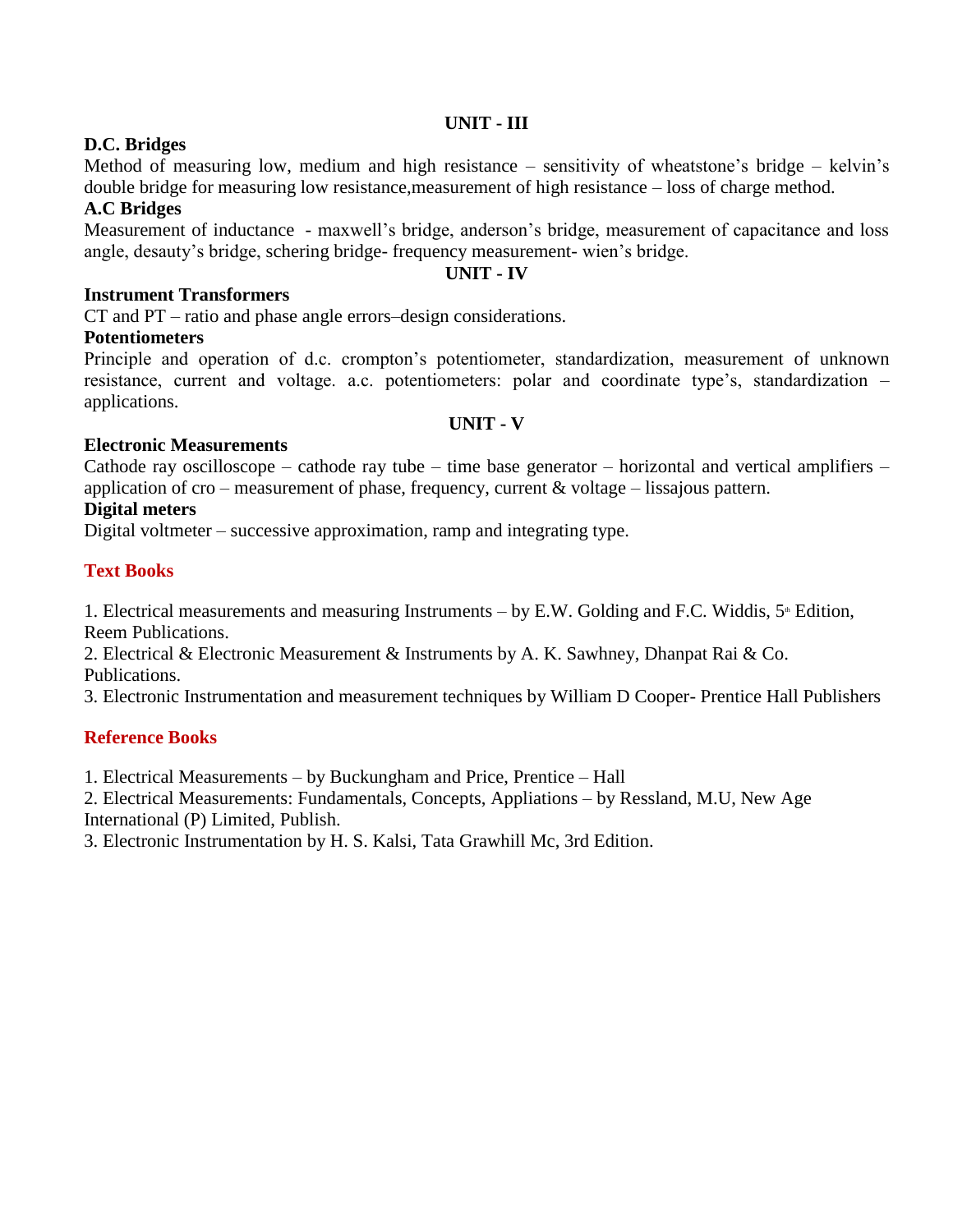## UNIT - III

**D.C. Bridges**

Method of measuring low, medium and high resistance – sensitivity of wheatstone's bridge – kelvin's double bridge for measuring low resistance,measurement of high resistance – loss of charge method.

**A.C Bridges**

Measurement of inductance - maxwell's bridge, anderson's bridge, measurement of capacitance and loss angle, desauty's bridge, schering bridge- frequency measurement- wien's bridge.

## UNIT - IV

**Instrument Transformers**

CT and PT – ratio and phase angle errors–design considerations.

**Potentiometers**

Principle and operation of d.c. crompton's potentiometer, standardization, measurement of unknown resistance, current and voltage. a.c. potentiometers: polar and coordinate type's, standardization – applications.

## UNIT - V

**Electronic Measurements**

Cathode ray oscilloscope – cathode ray tube – time base generator – horizontal and vertical amplifiers – application of cro – measurement of phase, frequency, current & voltage – lissajous pattern.

**Digital meters**

Digital voltmeter – successive approximation, ramp and integrating type.

### Text Books

1. Electrical measurements and measuring Instruments – by E.W. Golding and F.C. Widdis, 5th Edition, Reem Publications.
2. Electrical & Electronic Measurement & Instruments by A. K. Sawhney, Dhanpat Rai & Co. Publications.
3. Electronic Instrumentation and measurement techniques by William D Cooper- Prentice Hall Publishers

### Reference Books

1. Electrical Measurements – by Buckungham and Price, Prentice – Hall
2. Electrical Measurements: Fundamentals, Concepts, Appliations – by Ressland, M.U, New Age International (P) Limited, Publish.
3. Electronic Instrumentation by H. S. Kalsi, Tata Grawhill Mc, 3rd Edition.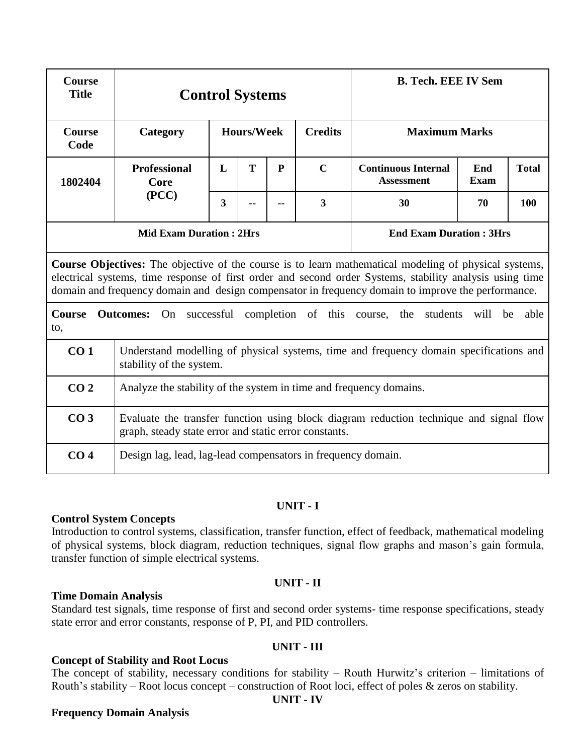| Course Title | Control Systems | | | | | B. Tech. EEE IV Sem | | |
|---|---|---|---|---|---|---|---|---|
| **Course Code** | **Category** | **Hours/Week** | | | **Credits** | **Maximum Marks** | | |
| **1802404** | **Professional Core (PCC)** | **L** | **T** | **P** | **C** | **Continuous Internal Assessment** | **End Exam** | **Total** |
| | | **3** | **--** | **--** | **3** | **30** | **70** | **100** |
| **Mid Exam Duration : 2Hrs** | | | | | | **End Exam Duration : 3Hrs** | | |

**Course Objectives:** The objective of the course is to learn mathematical modeling of physical systems, electrical systems, time response of first order and second order Systems, stability analysis using time domain and frequency domain and design compensator in frequency domain to improve the performance.

**Course Outcomes:** On successful completion of this course, the students will be able to,

| | |
|---|---|
| **CO 1** | Understand modelling of physical systems, time and frequency domain specifications and stability of the system. |
| **CO 2** | Analyze the stability of the system in time and frequency domains. |
| **CO 3** | Evaluate the transfer function using block diagram reduction technique and signal flow graph, steady state error and static error constants. |
| **CO 4** | Design lag, lead, lag-lead compensators in frequency domain. |

## UNIT - I

**Control System Concepts**

Introduction to control systems, classification, transfer function, effect of feedback, mathematical modeling of physical systems, block diagram, reduction techniques, signal flow graphs and mason's gain formula, transfer function of simple electrical systems.

## UNIT - II

**Time Domain Analysis**

Standard test signals, time response of first and second order systems- time response specifications, steady state error and error constants, response of P, PI, and PID controllers.

## UNIT - III

**Concept of Stability and Root Locus**

The concept of stability, necessary conditions for stability – Routh Hurwitz's criterion – limitations of Routh's stability – Root locus concept – construction of Root loci, effect of poles & zeros on stability.

## UNIT - IV

**Frequency Domain Analysis**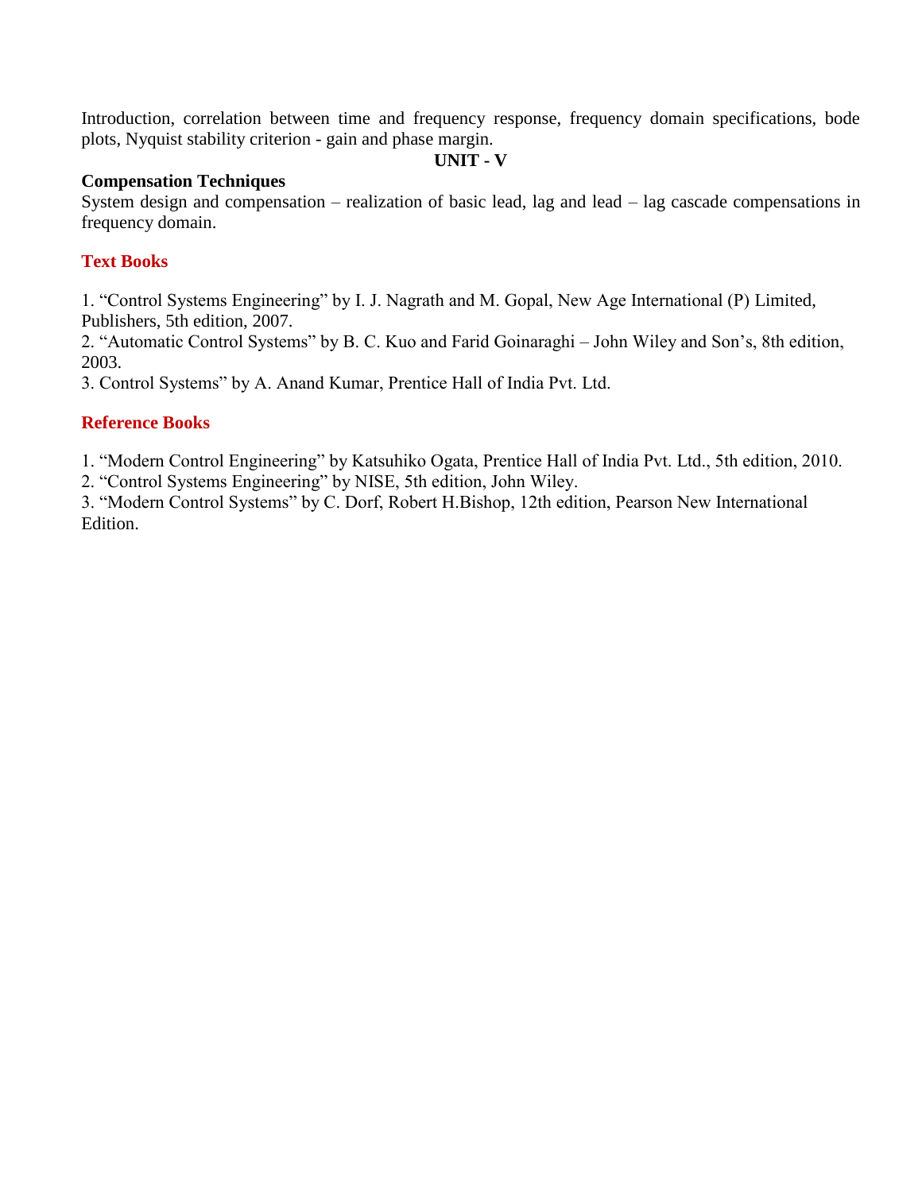Introduction, correlation between time and frequency response, frequency domain specifications, bode plots, Nyquist stability criterion - gain and phase margin.

**UNIT - V**

**Compensation Techniques**

System design and compensation – realization of basic lead, lag and lead – lag cascade compensations in frequency domain.

## Text Books

1. "Control Systems Engineering" by I. J. Nagrath and M. Gopal, New Age International (P) Limited, Publishers, 5th edition, 2007.
2. "Automatic Control Systems" by B. C. Kuo and Farid Goinaraghi – John Wiley and Son's, 8th edition, 2003.
3. Control Systems" by A. Anand Kumar, Prentice Hall of India Pvt. Ltd.

## Reference Books

1. "Modern Control Engineering" by Katsuhiko Ogata, Prentice Hall of India Pvt. Ltd., 5th edition, 2010.
2. "Control Systems Engineering" by NISE, 5th edition, John Wiley.
3. "Modern Control Systems" by C. Dorf, Robert H.Bishop, 12th edition, Pearson New International Edition.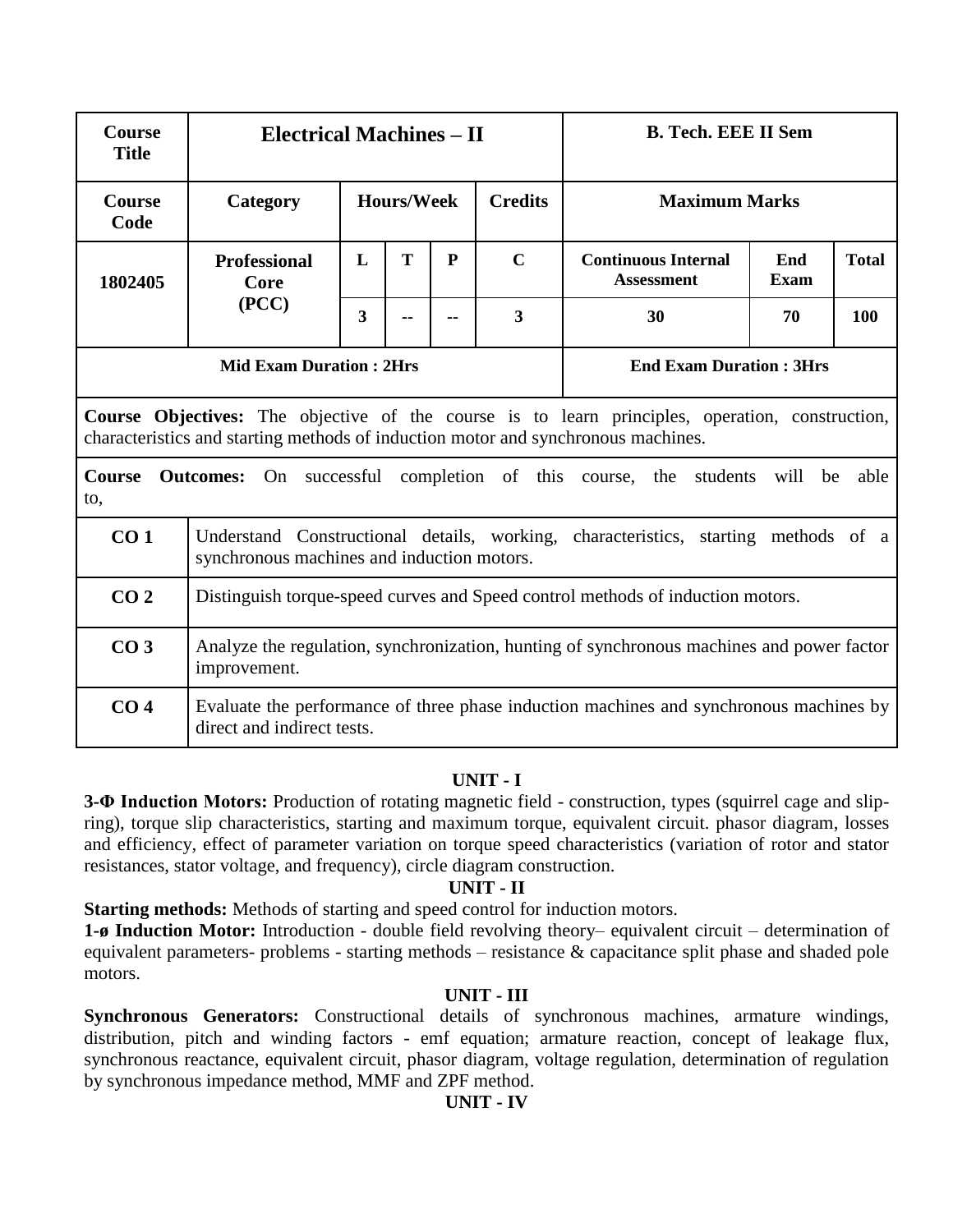| Course Title | Electrical Machines – II | | | | | B. Tech. EEE II Sem | | |
|---|---|---|---|---|---|---|---|---|
| **Course Code** | **Category** | **Hours/Week** | | | **Credits** | **Maximum Marks** | | |
| **1802405** | **Professional Core (PCC)** | **L** | **T** | **P** | **C** | **Continuous Internal Assessment** | **End Exam** | **Total** |
| | | **3** | **--** | **--** | **3** | **30** | **70** | **100** |
| **Mid Exam Duration : 2Hrs** | | | | | | **End Exam Duration : 3Hrs** | | |

**Course Objectives:** The objective of the course is to learn principles, operation, construction, characteristics and starting methods of induction motor and synchronous machines.

**Course Outcomes:** On successful completion of this course, the students will be able to,

| | |
|---|---|
| **CO 1** | Understand Constructional details, working, characteristics, starting methods of a synchronous machines and induction motors. |
| **CO 2** | Distinguish torque-speed curves and Speed control methods of induction motors. |
| **CO 3** | Analyze the regulation, synchronization, hunting of synchronous machines and power factor improvement. |
| **CO 4** | Evaluate the performance of three phase induction machines and synchronous machines by direct and indirect tests. |

### UNIT - I

**3-Φ Induction Motors:** Production of rotating magnetic field - construction, types (squirrel cage and slip-ring), torque slip characteristics, starting and maximum torque, equivalent circuit. phasor diagram, losses and efficiency, effect of parameter variation on torque speed characteristics (variation of rotor and stator resistances, stator voltage, and frequency), circle diagram construction.

### UNIT - II

**Starting methods:** Methods of starting and speed control for induction motors.

**1-ø Induction Motor:** Introduction - double field revolving theory– equivalent circuit – determination of equivalent parameters- problems - starting methods – resistance & capacitance split phase and shaded pole motors.

### UNIT - III

**Synchronous Generators:** Constructional details of synchronous machines, armature windings, distribution, pitch and winding factors - emf equation; armature reaction, concept of leakage flux, synchronous reactance, equivalent circuit, phasor diagram, voltage regulation, determination of regulation by synchronous impedance method, MMF and ZPF method.

### UNIT - IV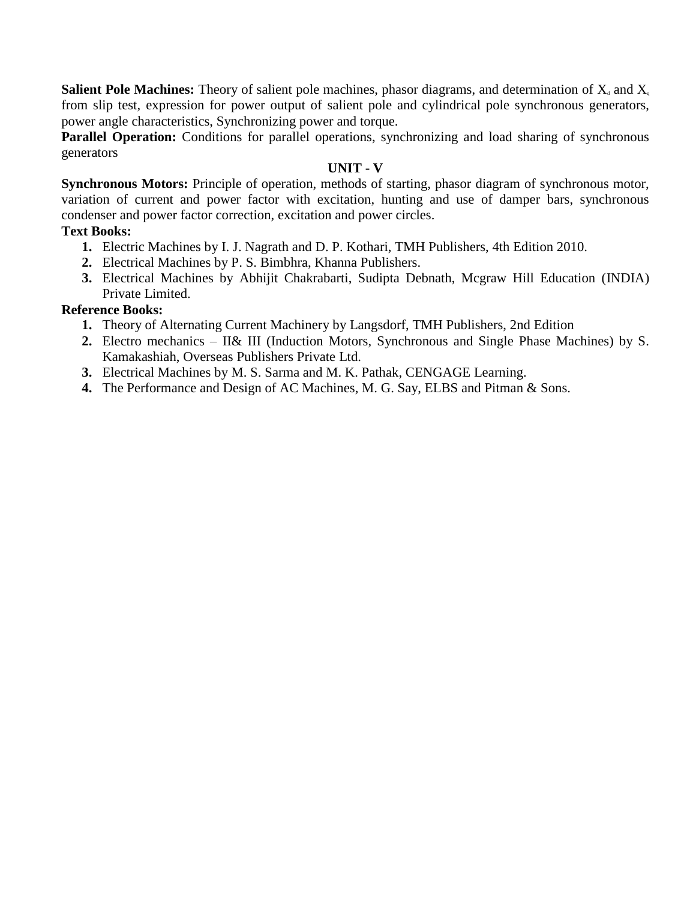**Salient Pole Machines:** Theory of salient pole machines, phasor diagrams, and determination of $X_d$ and $X_q$ from slip test, expression for power output of salient pole and cylindrical pole synchronous generators, power angle characteristics, Synchronizing power and torque.

**Parallel Operation:** Conditions for parallel operations, synchronizing and load sharing of synchronous generators

## UNIT - V

**Synchronous Motors:** Principle of operation, methods of starting, phasor diagram of synchronous motor, variation of current and power factor with excitation, hunting and use of damper bars, synchronous condenser and power factor correction, excitation and power circles.

**Text Books:**

1. Electric Machines by I. J. Nagrath and D. P. Kothari, TMH Publishers, 4th Edition 2010.
2. Electrical Machines by P. S. Bimbhra, Khanna Publishers.
3. Electrical Machines by Abhijit Chakrabarti, Sudipta Debnath, Mcgraw Hill Education (INDIA) Private Limited.

**Reference Books:**

1. Theory of Alternating Current Machinery by Langsdorf, TMH Publishers, 2nd Edition
2. Electro mechanics – II& III (Induction Motors, Synchronous and Single Phase Machines) by S. Kamakashiah, Overseas Publishers Private Ltd.
3. Electrical Machines by M. S. Sarma and M. K. Pathak, CENGAGE Learning.
4. The Performance and Design of AC Machines, M. G. Say, ELBS and Pitman & Sons.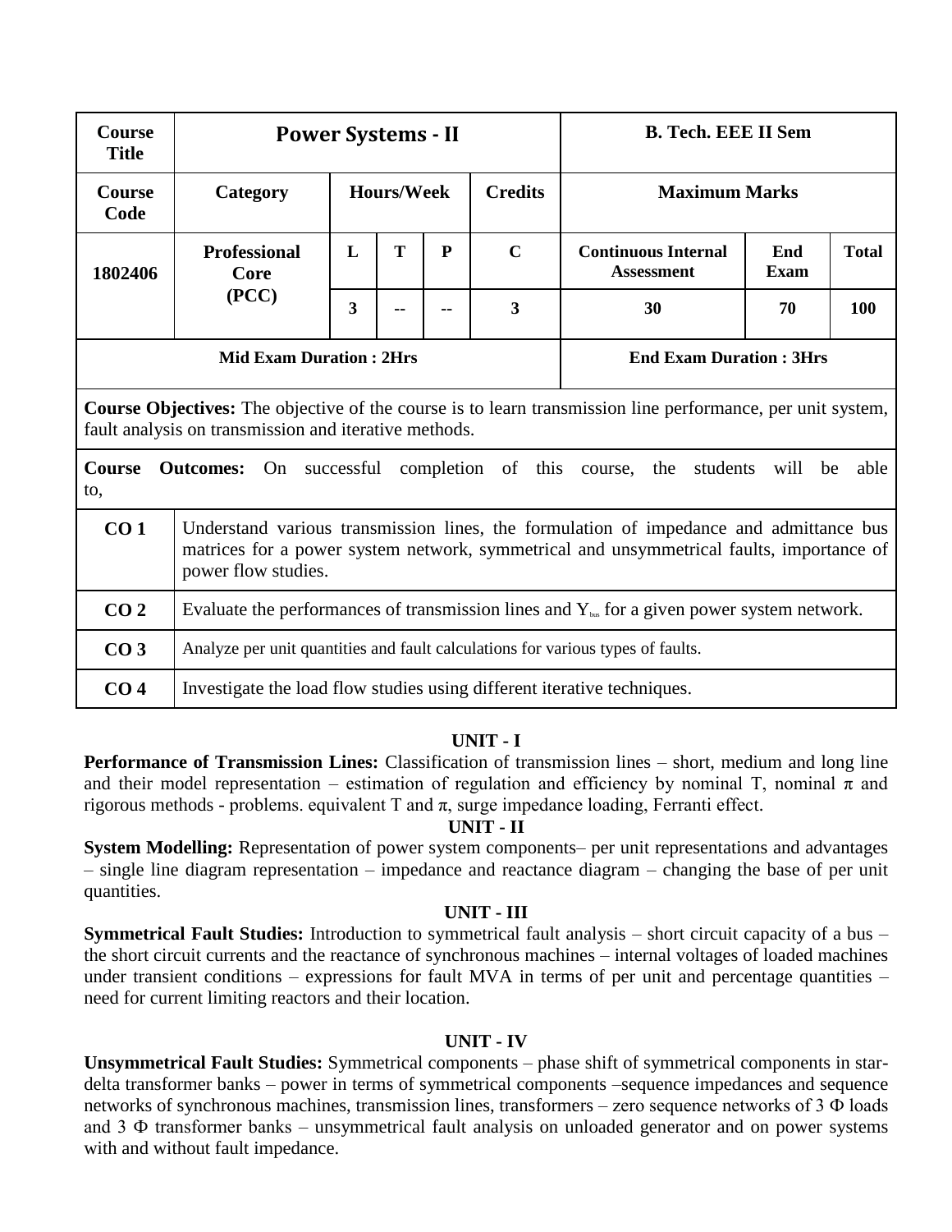| Course Title | Power Systems - II | | | | | B. Tech. EEE II Sem | | |
|---|---|---|---|---|---|---|---|---|
| Course Code | Category | Hours/Week | | | Credits | Maximum Marks | | |
| 1802406 | Professional Core (PCC) | L | T | P | C | Continuous Internal Assessment | End Exam | Total |
| | | 3 | -- | -- | 3 | 30 | 70 | 100 |
| Mid Exam Duration : 2Hrs | | | | | | End Exam Duration : 3Hrs | | |

**Course Objectives:** The objective of the course is to learn transmission line performance, per unit system, fault analysis on transmission and iterative methods.

**Course Outcomes:** On successful completion of this course, the students will be able to,

| | |
|---|---|
| **CO 1** | Understand various transmission lines, the formulation of impedance and admittance bus matrices for a power system network, symmetrical and unsymmetrical faults, importance of power flow studies. |
| **CO 2** | Evaluate the performances of transmission lines and $Y_{bus}$ for a given power system network. |
| **CO 3** | Analyze per unit quantities and fault calculations for various types of faults. |
| **CO 4** | Investigate the load flow studies using different iterative techniques. |

## UNIT - I

**Performance of Transmission Lines:** Classification of transmission lines – short, medium and long line and their model representation – estimation of regulation and efficiency by nominal T, nominal $\pi$ and rigorous methods - problems. equivalent T and $\pi$, surge impedance loading, Ferranti effect.

## UNIT - II

**System Modelling:** Representation of power system components– per unit representations and advantages – single line diagram representation – impedance and reactance diagram – changing the base of per unit quantities.

## UNIT - III

**Symmetrical Fault Studies:** Introduction to symmetrical fault analysis – short circuit capacity of a bus – the short circuit currents and the reactance of synchronous machines – internal voltages of loaded machines under transient conditions – expressions for fault MVA in terms of per unit and percentage quantities – need for current limiting reactors and their location.

## UNIT - IV

**Unsymmetrical Fault Studies:** Symmetrical components – phase shift of symmetrical components in star-delta transformer banks – power in terms of symmetrical components –sequence impedances and sequence networks of synchronous machines, transmission lines, transformers – zero sequence networks of 3 $\Phi$ loads and 3 $\Phi$ transformer banks – unsymmetrical fault analysis on unloaded generator and on power systems with and without fault impedance.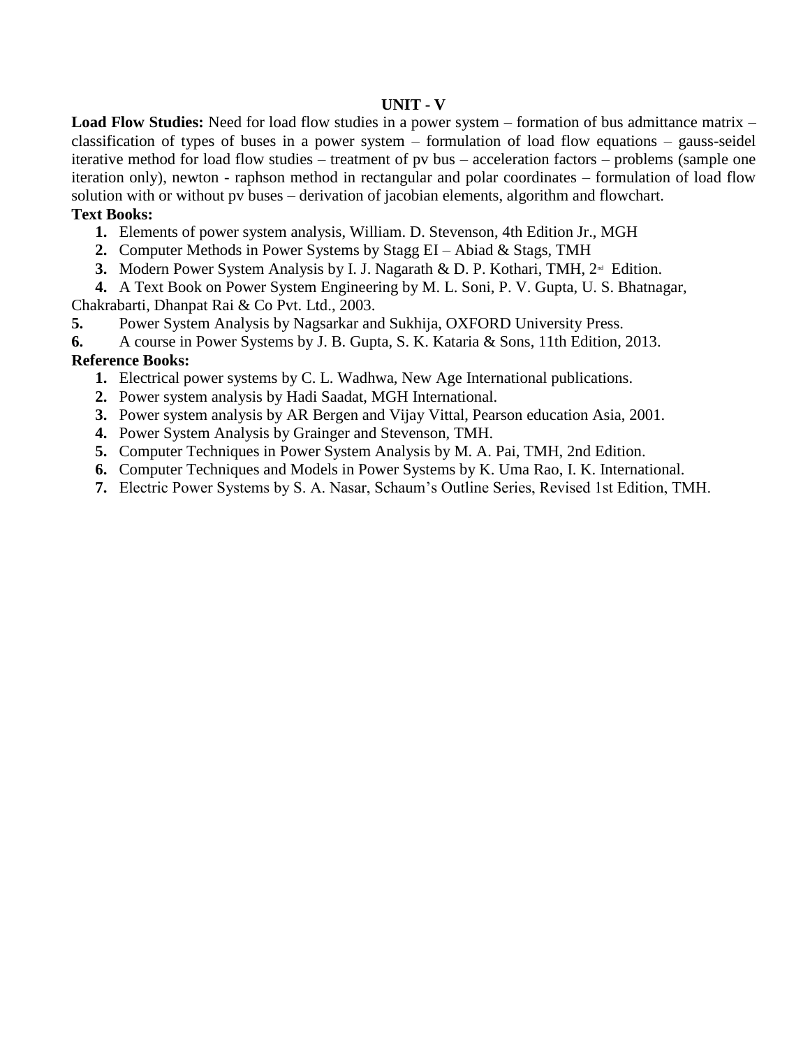## UNIT - V

**Load Flow Studies:** Need for load flow studies in a power system – formation of bus admittance matrix – classification of types of buses in a power system – formulation of load flow equations – gauss-seidel iterative method for load flow studies – treatment of pv bus – acceleration factors – problems (sample one iteration only), newton - raphson method in rectangular and polar coordinates – formulation of load flow solution with or without pv buses – derivation of jacobian elements, algorithm and flowchart.

**Text Books:**

1. Elements of power system analysis, William. D. Stevenson, 4th Edition Jr., MGH
2. Computer Methods in Power Systems by Stagg EI – Abiad & Stags, TMH
3. Modern Power System Analysis by I. J. Nagarath & D. P. Kothari, TMH, 2nd Edition.
4. A Text Book on Power System Engineering by M. L. Soni, P. V. Gupta, U. S. Bhatnagar, Chakrabarti, Dhanpat Rai & Co Pvt. Ltd., 2003.
5. Power System Analysis by Nagsarkar and Sukhija, OXFORD University Press.
6. A course in Power Systems by J. B. Gupta, S. K. Kataria & Sons, 11th Edition, 2013.

**Reference Books:**

1. Electrical power systems by C. L. Wadhwa, New Age International publications.
2. Power system analysis by Hadi Saadat, MGH International.
3. Power system analysis by AR Bergen and Vijay Vittal, Pearson education Asia, 2001.
4. Power System Analysis by Grainger and Stevenson, TMH.
5. Computer Techniques in Power System Analysis by M. A. Pai, TMH, 2nd Edition.
6. Computer Techniques and Models in Power Systems by K. Uma Rao, I. K. International.
7. Electric Power Systems by S. A. Nasar, Schaum's Outline Series, Revised 1st Edition, TMH.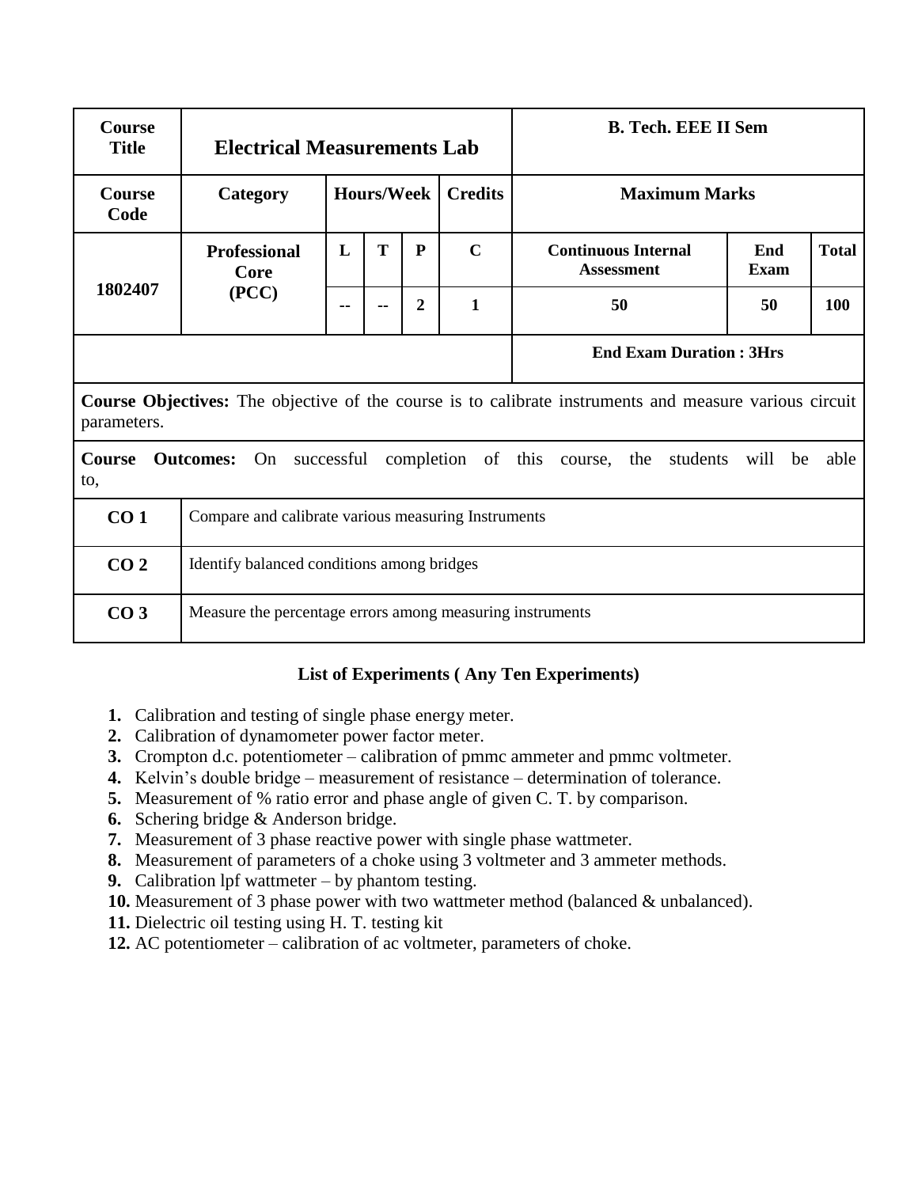| Course Title | Electrical Measurements Lab | | | | | B. Tech. EEE II Sem | | |
|---|---|---|---|---|---|---|---|---|
| Course Code | Category | Hours/Week | | | Credits | Maximum Marks | | |
| 1802407 | Professional Core (PCC) | L | T | P | C | Continuous Internal Assessment | End Exam | Total |
| | | -- | -- | 2 | 1 | 50 | 50 | 100 |
| | | | | | | End Exam Duration : 3Hrs | | |

**Course Objectives:** The objective of the course is to calibrate instruments and measure various circuit parameters.

**Course Outcomes:** On successful completion of this course, the students will be able to,

| | |
|---|---|
| **CO 1** | Compare and calibrate various measuring Instruments |
| **CO 2** | Identify balanced conditions among bridges |
| **CO 3** | Measure the percentage errors among measuring instruments |

### List of Experiments ( Any Ten Experiments)

1. Calibration and testing of single phase energy meter.
2. Calibration of dynamometer power factor meter.
3. Crompton d.c. potentiometer – calibration of pmmc ammeter and pmmc voltmeter.
4. Kelvin's double bridge – measurement of resistance – determination of tolerance.
5. Measurement of % ratio error and phase angle of given C. T. by comparison.
6. Schering bridge & Anderson bridge.
7. Measurement of 3 phase reactive power with single phase wattmeter.
8. Measurement of parameters of a choke using 3 voltmeter and 3 ammeter methods.
9. Calibration lpf wattmeter – by phantom testing.
10. Measurement of 3 phase power with two wattmeter method (balanced & unbalanced).
11. Dielectric oil testing using H. T. testing kit
12. AC potentiometer – calibration of ac voltmeter, parameters of choke.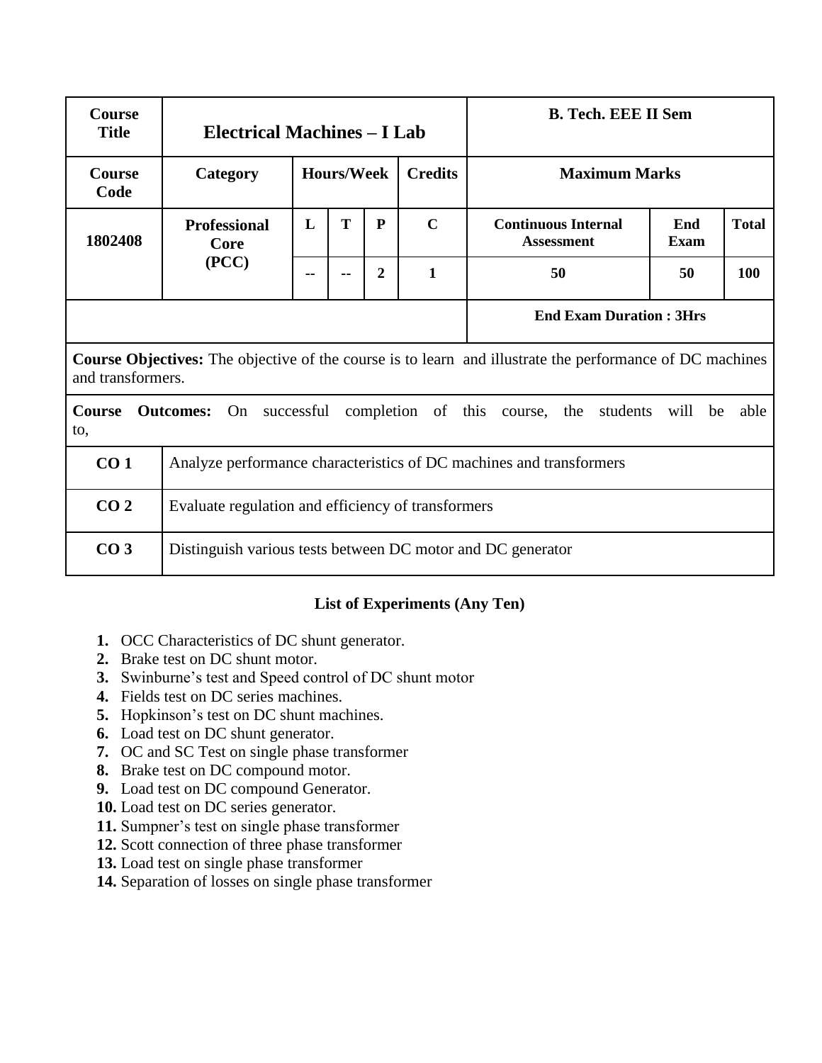| Course Title | Electrical Machines – I Lab | | | | | B. Tech. EEE II Sem | | |
|---|---|---|---|---|---|---|---|---|
| **Course Code** | **Category** | **Hours/Week** | | | **Credits** | **Maximum Marks** | | |
| **1802408** | **Professional Core (PCC)** | **L** | **T** | **P** | **C** | **Continuous Internal Assessment** | **End Exam** | **Total** |
| | | -- | -- | 2 | 1 | 50 | 50 | 100 |
| | | | | | | **End Exam Duration : 3Hrs** | | |

**Course Objectives:** The objective of the course is to learn and illustrate the performance of DC machines and transformers.

**Course Outcomes:** On successful completion of this course, the students will be able to,

| | |
|---|---|
| **CO 1** | Analyze performance characteristics of DC machines and transformers |
| **CO 2** | Evaluate regulation and efficiency of transformers |
| **CO 3** | Distinguish various tests between DC motor and DC generator |

**List of Experiments (Any Ten)**

1. OCC Characteristics of DC shunt generator.
2. Brake test on DC shunt motor.
3. Swinburne's test and Speed control of DC shunt motor
4. Fields test on DC series machines.
5. Hopkinson's test on DC shunt machines.
6. Load test on DC shunt generator.
7. OC and SC Test on single phase transformer
8. Brake test on DC compound motor.
9. Load test on DC compound Generator.
10. Load test on DC series generator.
11. Sumpner's test on single phase transformer
12. Scott connection of three phase transformer
13. Load test on single phase transformer
14. Separation of losses on single phase transformer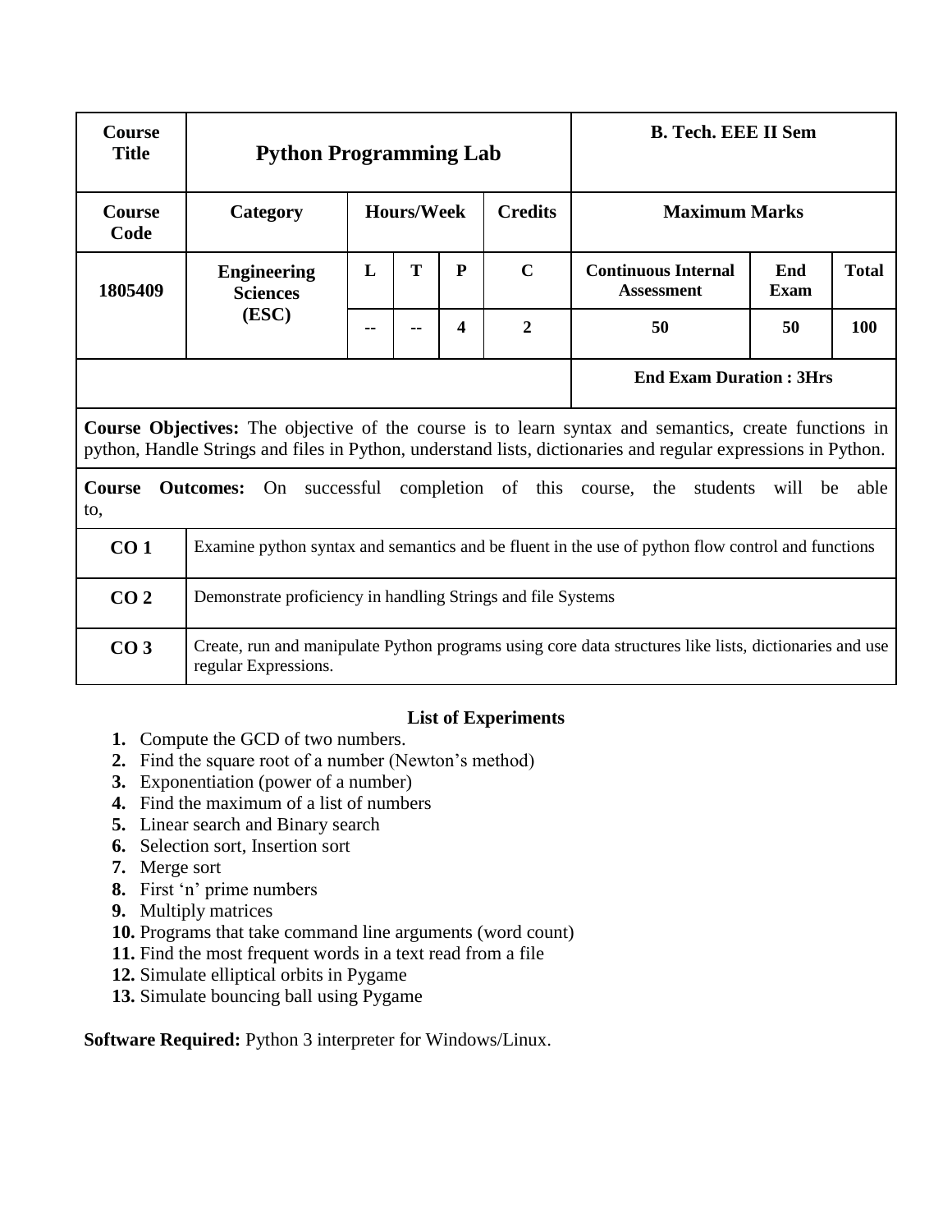| Course Title | Python Programming Lab | | | | | B. Tech. EEE II Sem | | |
|---|---|---|---|---|---|---|---|---|
| Course Code | Category | Hours/Week | | | Credits | Maximum Marks | | |
| 1805409 | Engineering Sciences (ESC) | L | T | P | C | Continuous Internal Assessment | End Exam | Total |
| | | -- | -- | 4 | 2 | 50 | 50 | 100 |
| | | | | | | End Exam Duration : 3Hrs | | |

**Course Objectives:** The objective of the course is to learn syntax and semantics, create functions in python, Handle Strings and files in Python, understand lists, dictionaries and regular expressions in Python.

**Course Outcomes:** On successful completion of this course, the students will be able to,

| | |
|---|---|
| **CO 1** | Examine python syntax and semantics and be fluent in the use of python flow control and functions |
| **CO 2** | Demonstrate proficiency in handling Strings and file Systems |
| **CO 3** | Create, run and manipulate Python programs using core data structures like lists, dictionaries and use regular Expressions. |

**List of Experiments**

1. Compute the GCD of two numbers.
2. Find the square root of a number (Newton's method)
3. Exponentiation (power of a number)
4. Find the maximum of a list of numbers
5. Linear search and Binary search
6. Selection sort, Insertion sort
7. Merge sort
8. First 'n' prime numbers
9. Multiply matrices
10. Programs that take command line arguments (word count)
11. Find the most frequent words in a text read from a file
12. Simulate elliptical orbits in Pygame
13. Simulate bouncing ball using Pygame

**Software Required:** Python 3 interpreter for Windows/Linux.